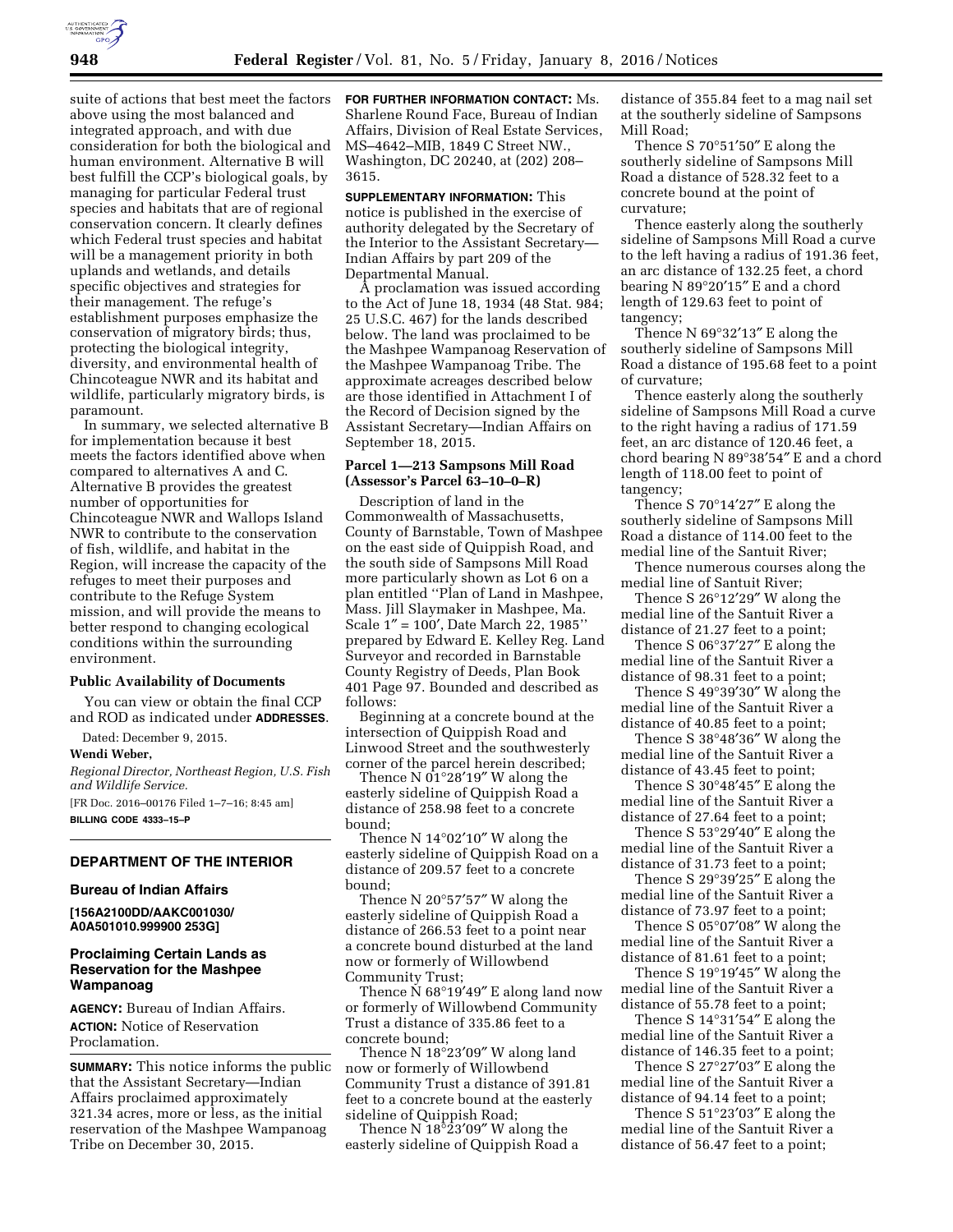suite of actions that best meet the factors above using the most balanced and integrated approach, and with due consideration for both the biological and human environment. Alternative B will best fulfill the CCP's biological goals, by managing for particular Federal trust species and habitats that are of regional conservation concern. It clearly defines which Federal trust species and habitat will be a management priority in both uplands and wetlands, and details specific objectives and strategies for their management. The refuge's establishment purposes emphasize the conservation of migratory birds; thus, protecting the biological integrity, diversity, and environmental health of Chincoteague NWR and its habitat and wildlife, particularly migratory birds, is paramount.

In summary, we selected alternative B for implementation because it best meets the factors identified above when compared to alternatives A and C. Alternative B provides the greatest number of opportunities for Chincoteague NWR and Wallops Island NWR to contribute to the conservation of fish, wildlife, and habitat in the Region, will increase the capacity of the refuges to meet their purposes and contribute to the Refuge System mission, and will provide the means to better respond to changing ecological conditions within the surrounding environment.

**Public Availability of Documents**

You can view or obtain the final CCP and ROD as indicated under **ADDRESSES**.

Dated: December 9, 2015.

**Wendi Weber,**

*Regional Director, Northeast Region, U.S. Fish and Wildlife Service.*

[FR Doc. 2016–00176 Filed 1–7–16; 8:45 am]

**BILLING CODE 4333–15–P**

---

## DEPARTMENT OF THE INTERIOR

### Bureau of Indian Affairs

**[156A2100DD/AAKC001030/A0A501010.999900 253G]**

### Proclaiming Certain Lands as Reservation for the Mashpee Wampanoag

**AGENCY:** Bureau of Indian Affairs.

**ACTION:** Notice of Reservation Proclamation.

**SUMMARY:** This notice informs the public that the Assistant Secretary—Indian Affairs proclaimed approximately 321.34 acres, more or less, as the initial reservation of the Mashpee Wampanoag Tribe on December 30, 2015.

**FOR FURTHER INFORMATION CONTACT:** Ms. Sharlene Round Face, Bureau of Indian Affairs, Division of Real Estate Services, MS–4642–MIB, 1849 C Street NW., Washington, DC 20240, at (202) 208–3615.

**SUPPLEMENTARY INFORMATION:** This notice is published in the exercise of authority delegated by the Secretary of the Interior to the Assistant Secretary—Indian Affairs by part 209 of the Departmental Manual.

A proclamation was issued according to the Act of June 18, 1934 (48 Stat. 984; 25 U.S.C. 467) for the lands described below. The land was proclaimed to be the Mashpee Wampanoag Reservation of the Mashpee Wampanoag Tribe. The approximate acreages described below are those identified in Attachment I of the Record of Decision signed by the Assistant Secretary—Indian Affairs on September 18, 2015.

**Parcel 1—213 Sampsons Mill Road (Assessor's Parcel 63–10–0–R)**

Description of land in the Commonwealth of Massachusetts, County of Barnstable, Town of Mashpee on the east side of Quippish Road, and the south side of Sampsons Mill Road more particularly shown as Lot 6 on a plan entitled ''Plan of Land in Mashpee, Mass. Jill Slaymaker in Mashpee, Ma. Scale 1″ = 100′, Date March 22, 1985'' prepared by Edward E. Kelley Reg. Land Surveyor and recorded in Barnstable County Registry of Deeds, Plan Book 401 Page 97. Bounded and described as follows:

Beginning at a concrete bound at the intersection of Quippish Road and Linwood Street and the southwesterly corner of the parcel herein described;

Thence N 01°28′19″ W along the easterly sideline of Quippish Road a distance of 258.98 feet to a concrete bound;

Thence N 14°02′10″ W along the easterly sideline of Quippish Road on a distance of 209.57 feet to a concrete bound;

Thence N 20°57′57″ W along the easterly sideline of Quippish Road a distance of 266.53 feet to a point near a concrete bound disturbed at the land now or formerly of Willowbend Community Trust;

Thence N 68°19′49″ E along land now or formerly of Willowbend Community Trust a distance of 335.86 feet to a concrete bound;

Thence N 18°23′09″ W along land now or formerly of Willowbend Community Trust a distance of 391.81 feet to a concrete bound at the easterly sideline of Quippish Road;

Thence N 18°23′09″ W along the easterly sideline of Quippish Road a distance of 355.84 feet to a mag nail set at the southerly sideline of Sampsons Mill Road;

Thence S 70°51′50″ E along the southerly sideline of Sampsons Mill Road a distance of 528.32 feet to a concrete bound at the point of curvature;

Thence easterly along the southerly sideline of Sampsons Mill Road a curve to the left having a radius of 191.36 feet, an arc distance of 132.25 feet, a chord bearing N 89°20′15″ E and a chord length of 129.63 feet to point of tangency;

Thence N 69°32′13″ E along the southerly sideline of Sampsons Mill Road a distance of 195.68 feet to a point of curvature;

Thence easterly along the southerly sideline of Sampsons Mill Road a curve to the right having a radius of 171.59 feet, an arc distance of 120.46 feet, a chord bearing N 89°38′54″ E and a chord length of 118.00 feet to point of tangency;

Thence S 70°14′27″ E along the southerly sideline of Sampsons Mill Road a distance of 114.00 feet to the medial line of the Santuit River;

Thence numerous courses along the medial line of Santuit River;

Thence S 26°12′29″ W along the medial line of the Santuit River a distance of 21.27 feet to a point;

Thence S 06°37′27″ E along the medial line of the Santuit River a distance of 98.31 feet to a point;

Thence S 49°39′30″ W along the medial line of the Santuit River a distance of 40.85 feet to a point;

Thence S 38°48′36″ W along the medial line of the Santuit River a distance of 43.45 feet to point;

Thence S 30°48′45″ E along the medial line of the Santuit River a distance of 27.64 feet to a point;

Thence S 53°29′40″ E along the medial line of the Santuit River a distance of 31.73 feet to a point;

Thence S 29°39′25″ E along the medial line of the Santuit River a distance of 73.97 feet to a point;

Thence S 05°07′08″ W along the medial line of the Santuit River a distance of 81.61 feet to a point;

Thence S 19°19′45″ W along the medial line of the Santuit River a distance of 55.78 feet to a point;

Thence S 14°31′54″ E along the medial line of the Santuit River a distance of 146.35 feet to a point;

Thence S 27°27′03″ E along the medial line of the Santuit River a distance of 94.14 feet to a point;

Thence S 51°23′03″ E along the medial line of the Santuit River a distance of 56.47 feet to a point;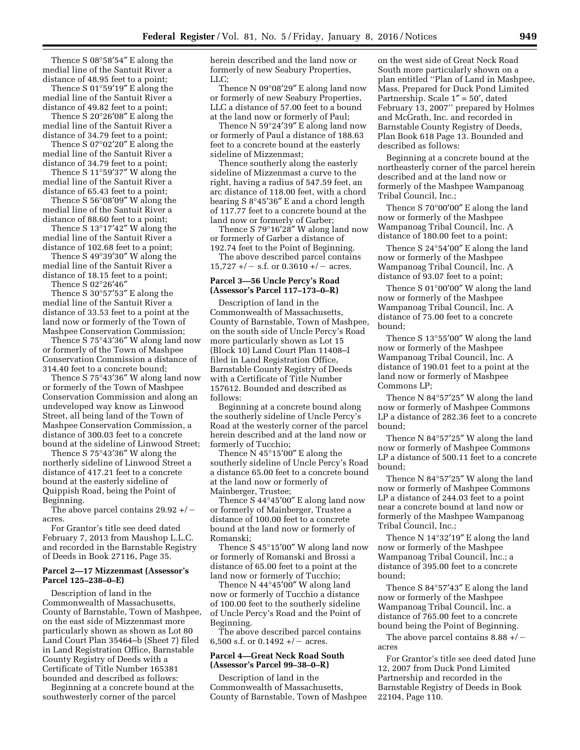Thence S 08°58′54″ E along the medial line of the Santuit River a distance of 48.95 feet to a point;

Thence S 01°59′19″ E along the medial line of the Santuit River a distance of 49.82 feet to a point;

Thence S 20°26′08″ E along the medial line of the Santuit River a distance of 34.79 feet to a point;

Thence S 07°02′20″ E along the medial line of the Santuit River a distance of 34.79 feet to a point;

Thence S 11°59′37″ W along the medial line of the Santuit River a distance of 65.43 feet to a point;

Thence S 56°08′09″ W along the medial line of the Santuit River a distance of 88.60 feet to a point;

Thence S 13°17′42″ W along the medial line of the Santuit River a distance of 102.68 feet to a point;

Thence S 49°39′30″ W along the medial line of the Santuit River a distance of 18.15 feet to a point;

Thence S 02°26′46″

Thence S 30°57′53″ E along the medial line of the Santuit River a distance of 33.53 feet to a point at the land now or formerly of the Town of Mashpee Conservation Commission;

Thence S 75°43′36″ W along land now or formerly of the Town of Mashpee Conservation Commission a distance of 314.40 feet to a concrete bound;

Thence S 75°43′36″ W along land now or formerly of the Town of Mashpee Conservation Commission and along an undeveloped way know as Linwood Street, all being land of the Town of Mashpee Conservation Commission, a distance of 300.03 feet to a concrete bound at the sideline of Linwood Street;

Thence S 75°43′36″ W along the northerly sideline of Linwood Street a distance of 417.21 feet to a concrete bound at the easterly sideline of Quippish Road, being the Point of Beginning.

The above parcel contains 29.92 +/− acres.

For Grantor's title see deed dated February 7, 2013 from Maushop L.L.C. and recorded in the Barnstable Registry of Deeds in Book 27116, Page 35.

**Parcel 2—17 Mizzenmast (Assessor's Parcel 125–238–0–E)**

Description of land in the Commonwealth of Massachusetts, County of Barnstable, Town of Mashpee, on the east side of Mizzenmast more particularly shown as shown as Lot 80 Land Court Plan 35464–b (Sheet 7) filed in Land Registration Office, Barnstable County Registry of Deeds with a Certificate of Title Number 165381 bounded and described as follows:

Beginning at a concrete bound at the southwesterly corner of the parcel herein described and the land now or formerly of new Seabury Properties, LLC;

Thence N 09°08′29″ E along land now or formerly of new Seabury Properties, LLC a distance of 57.00 feet to a bound at the land now or formerly of Paul;

Thence N 59°24′39″ E along land now or formerly of Paul a distance of 188.63 feet to a concrete bound at the easterly sideline of Mizzenmast;

Thence southerly along the easterly sideline of Mizzenmast a curve to the right, having a radius of 547.59 feet, an arc distance of 118.00 feet, with a chord bearing S 8°45′36″ E and a chord length of 117.77 feet to a concrete bound at the land now or formerly of Garber;

Thence S 79°16′28″ W along land now or formerly of Garber a distance of 192.74 feet to the Point of Beginning.

The above described parcel contains 15,727 +/− s.f. or 0.3610 +/− acres.

**Parcel 3—56 Uncle Percy's Road (Assessor's Parcel 117–173–0–R)**

Description of land in the Commonwealth of Massachusetts, County of Barnstable, Town of Mashpee, on the south side of Uncle Percy's Road more particularly shown as Lot 15 (Block 10) Land Court Plan 11408–I filed in Land Registration Office, Barnstable County Registry of Deeds with a Certificate of Title Number 157612. Bounded and described as follows:

Beginning at a concrete bound along the southerly sideline of Uncle Percy's Road at the westerly corner of the parcel herein described and at the land now or formerly of Tucchio;

Thence N 45°15′00″ E along the southerly sideline of Uncle Percy's Road a distance 65.00 feet to a concrete bound at the land now or formerly of Mainberger, Trustee;

Thence S 44°45′00″ E along land now or formerly of Mainberger, Trustee a distance of 100.00 feet to a concrete bound at the land now or formerly of Romanski;

Thence S 45°15′00″ W along land now or formerly of Romanski and Brossi a distance of 65.00 feet to a point at the land now or formerly of Tucchio;

Thence N 44°45′00″ W along land now or formerly of Tucchio a distance of 100.00 feet to the southerly sideline of Uncle Percy's Road and the Point of Beginning.

The above described parcel contains 6,500 s.f. or 0.1492 +/− acres.

**Parcel 4—Great Neck Road South (Assessor's Parcel 99–38–0–R)**

Description of land in the Commonwealth of Massachusetts, County of Barnstable, Town of Mashpee on the west side of Great Neck Road South more particularly shown on a plan entitled "Plan of Land in Mashpee, Mass. Prepared for Duck Pond Limited Partnership. Scale 1″ = 50′, dated February 13, 2007" prepared by Holmes and McGrath, Inc. and recorded in Barnstable County Registry of Deeds, Plan Book 618 Page 13. Bounded and described as follows:

Beginning at a concrete bound at the northeasterly corner of the parcel herein described and at the land now or formerly of the Mashpee Wampanoag Tribal Council, Inc.;

Thence S 70°00′00″ E along the land now or formerly of the Mashpee Wampanoag Tribal Council, Inc. A distance of 180.00 feet to a point;

Thence S 24°54′00″ E along the land now or formerly of the Mashpee Wampanoag Tribal Council, Inc. A distance of 93.07 feet to a point;

Thence S 01°00′00″ W along the land now or formerly of the Mashpee Wampanoag Tribal Council, Inc. A distance of 75.00 feet to a concrete bound;

Thence S 13°55′00″ W along the land now or formerly of the Mashpee Wampanoag Tribal Council, Inc. A distance of 190.01 feet to a point at the land now or formerly of Mashpee Commons LP;

Thence N 84°57′25″ W along the land now or formerly of Mashpee Commons LP a distance of 282.36 feet to a concrete bound;

Thence N 84°57′25″ W along the land now or formerly of Mashpee Commons LP a distance of 500.11 feet to a concrete bound;

Thence N 84°57′25″ W along the land now or formerly of Mashpee Commons LP a distance of 244.03 feet to a point near a concrete bound at land now or formerly of the Mashpee Wampanoag Tribal Council, Inc.;

Thence N 14°32′19″ E along the land now or formerly of the Mashpee Wampanoag Tribal Council, Inc.; a distance of 395.00 feet to a concrete bound;

Thence S 84°57′43″ E along the land now or formerly of the Mashpee Wampanoag Tribal Council, Inc. a distance of 765.00 feet to a concrete bound being the Point of Beginning.

The above parcel contains 8.88 +/− acres

For Grantor's title see deed dated June 12, 2007 from Duck Pond Limited Partnership and recorded in the Barnstable Registry of Deeds in Book 22104, Page 110.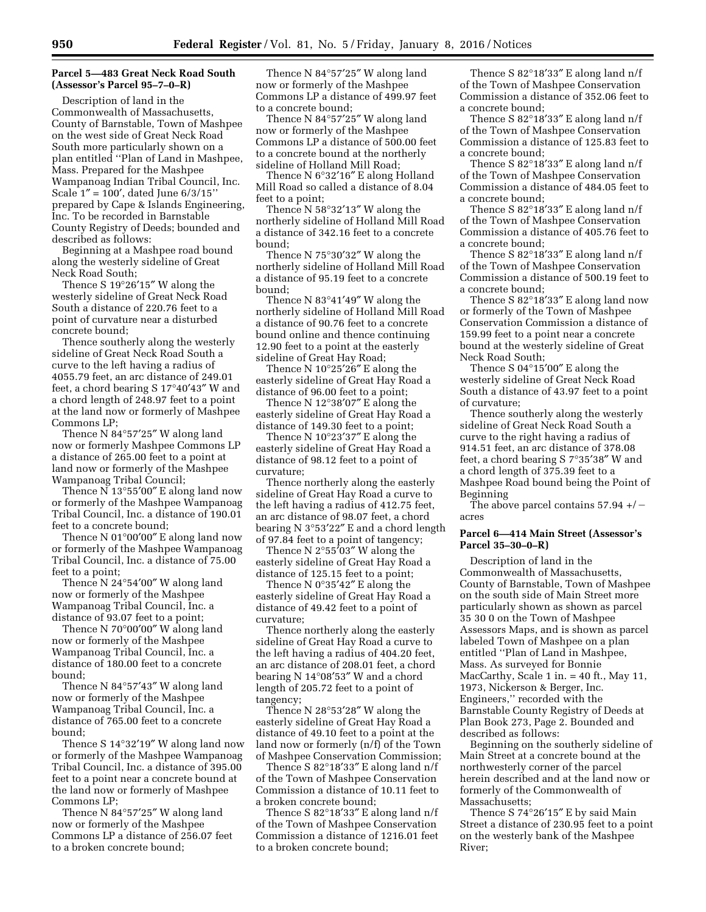**Parcel 5—483 Great Neck Road South (Assessor's Parcel 95–7–0–R)**

Description of land in the Commonwealth of Massachusetts, County of Barnstable, Town of Mashpee on the west side of Great Neck Road South more particularly shown on a plan entitled ''Plan of Land in Mashpee, Mass. Prepared for the Mashpee Wampanoag Indian Tribal Council, Inc. Scale 1″ = 100′, dated June 6/3/15'' prepared by Cape & Islands Engineering, Inc. To be recorded in Barnstable County Registry of Deeds; bounded and described as follows:

Beginning at a Mashpee road bound along the westerly sideline of Great Neck Road South;

Thence S 19°26′15″ W along the westerly sideline of Great Neck Road South a distance of 220.76 feet to a point of curvature near a disturbed concrete bound;

Thence southerly along the westerly sideline of Great Neck Road South a curve to the left having a radius of 4055.79 feet, an arc distance of 249.01 feet, a chord bearing S 17°40′43″ W and a chord length of 248.97 feet to a point at the land now or formerly of Mashpee Commons LP;

Thence N 84°57′25″ W along land now or formerly Mashpee Commons LP a distance of 265.00 feet to a point at land now or formerly of the Mashpee Wampanoag Tribal Council;

Thence N 13°55′00″ E along land now or formerly of the Mashpee Wampanoag Tribal Council, Inc. a distance of 190.01 feet to a concrete bound;

Thence N 01°00′00″ E along land now or formerly of the Mashpee Wampanoag Tribal Council, Inc. a distance of 75.00 feet to a point;

Thence N 24°54′00″ W along land now or formerly of the Mashpee Wampanoag Tribal Council, Inc. a distance of 93.07 feet to a point;

Thence N 70°00′00″ W along land now or formerly of the Mashpee Wampanoag Tribal Council, Inc. a distance of 180.00 feet to a concrete bound;

Thence N 84°57′43″ W along land now or formerly of the Mashpee Wampanoag Tribal Council, Inc. a distance of 765.00 feet to a concrete bound;

Thence S 14°32′19″ W along land now or formerly of the Mashpee Wampanoag Tribal Council, Inc. a distance of 395.00 feet to a point near a concrete bound at the land now or formerly of Mashpee Commons LP;

Thence N 84°57′25″ W along land now or formerly of the Mashpee Commons LP a distance of 256.07 feet to a broken concrete bound;

Thence N 84°57′25″ W along land now or formerly of the Mashpee Commons LP a distance of 499.97 feet to a concrete bound;

Thence N 84°57′25″ W along land now or formerly of the Mashpee Commons LP a distance of 500.00 feet to a concrete bound at the northerly sideline of Holland Mill Road;

Thence N 6°32′16″ E along Holland Mill Road so called a distance of 8.04 feet to a point;

Thence N 58°32′13″ W along the northerly sideline of Holland Mill Road a distance of 342.16 feet to a concrete bound;

Thence N 75°30′32″ W along the northerly sideline of Holland Mill Road a distance of 95.19 feet to a concrete bound;

Thence N 83°41′49″ W along the northerly sideline of Holland Mill Road a distance of 90.76 feet to a concrete bound online and thence continuing 12.90 feet to a point at the easterly sideline of Great Hay Road;

Thence N 10°25′26″ E along the easterly sideline of Great Hay Road a distance of 96.00 feet to a point;

Thence N 12°38′07″ E along the easterly sideline of Great Hay Road a distance of 149.30 feet to a point;

Thence N 10°23′37″ E along the easterly sideline of Great Hay Road a distance of 98.12 feet to a point of curvature;

Thence northerly along the easterly sideline of Great Hay Road a curve to the left having a radius of 412.75 feet, an arc distance of 98.07 feet, a chord bearing N 3°53′22″ E and a chord length of 97.84 feet to a point of tangency;

Thence N 2°55′03″ W along the easterly sideline of Great Hay Road a distance of 125.15 feet to a point;

Thence N 0°35′42″ E along the easterly sideline of Great Hay Road a distance of 49.42 feet to a point of curvature;

Thence northerly along the easterly sideline of Great Hay Road a curve to the left having a radius of 404.20 feet, an arc distance of 208.01 feet, a chord bearing N 14°08′53″ W and a chord length of 205.72 feet to a point of tangency;

Thence N 28°53′28″ W along the easterly sideline of Great Hay Road a distance of 49.10 feet to a point at the land now or formerly (n/f) of the Town of Mashpee Conservation Commission;

Thence S 82°18′33″ E along land n/f of the Town of Mashpee Conservation Commission a distance of 10.11 feet to a broken concrete bound;

Thence S 82°18′33″ E along land n/f of the Town of Mashpee Conservation Commission a distance of 1216.01 feet to a broken concrete bound;

Thence S 82°18′33″ E along land n/f of the Town of Mashpee Conservation Commission a distance of 352.06 feet to a concrete bound;

Thence S 82°18′33″ E along land n/f of the Town of Mashpee Conservation Commission a distance of 125.83 feet to a concrete bound;

Thence S 82°18′33″ E along land n/f of the Town of Mashpee Conservation Commission a distance of 484.05 feet to a concrete bound;

Thence S 82°18′33″ E along land n/f of the Town of Mashpee Conservation Commission a distance of 405.76 feet to a concrete bound;

Thence S 82°18′33″ E along land n/f of the Town of Mashpee Conservation Commission a distance of 500.19 feet to a concrete bound;

Thence S 82°18′33″ E along land now or formerly of the Town of Mashpee Conservation Commission a distance of 159.99 feet to a point near a concrete bound at the westerly sideline of Great Neck Road South;

Thence S 04°15′00″ E along the westerly sideline of Great Neck Road South a distance of 43.97 feet to a point of curvature;

Thence southerly along the westerly sideline of Great Neck Road South a curve to the right having a radius of 914.51 feet, an arc distance of 378.08 feet, a chord bearing S 7°35′38″ W and a chord length of 375.39 feet to a Mashpee Road bound being the Point of Beginning

The above parcel contains 57.94 +/− acres

**Parcel 6—414 Main Street (Assessor's Parcel 35–30–0–R)**

Description of land in the Commonwealth of Massachusetts, County of Barnstable, Town of Mashpee on the south side of Main Street more particularly shown as shown as parcel 35 30 0 on the Town of Mashpee Assessors Maps, and is shown as parcel labeled Town of Mashpee on a plan entitled ''Plan of Land in Mashpee, Mass. As surveyed for Bonnie MacCarthy, Scale 1 in. = 40 ft., May 11, 1973, Nickerson & Berger, Inc. Engineers,'' recorded with the Barnstable County Registry of Deeds at Plan Book 273, Page 2. Bounded and described as follows:

Beginning on the southerly sideline of Main Street at a concrete bound at the northwesterly corner of the parcel herein described and at the land now or formerly of the Commonwealth of Massachusetts;

Thence S 74°26′15″ E by said Main Street a distance of 230.95 feet to a point on the westerly bank of the Mashpee River;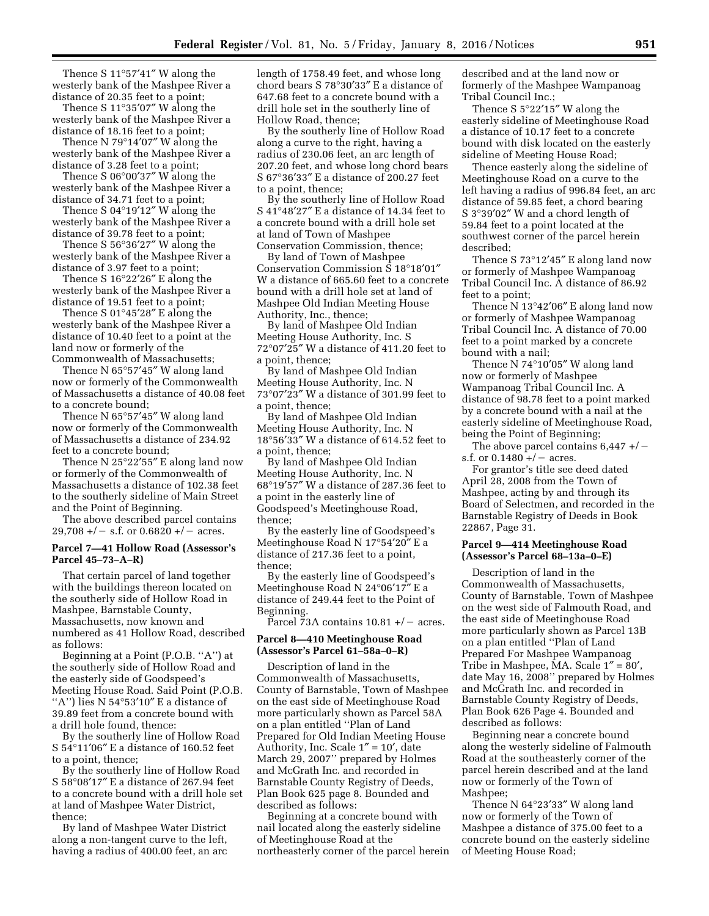Thence S 11°57′41″ W along the westerly bank of the Mashpee River a distance of 20.35 feet to a point;

Thence S 11°35′07″ W along the westerly bank of the Mashpee River a distance of 18.16 feet to a point;

Thence N 79°14′07″ W along the westerly bank of the Mashpee River a distance of 3.28 feet to a point;

Thence S 06°00′37″ W along the westerly bank of the Mashpee River a distance of 34.71 feet to a point;

Thence S 04°19′12″ W along the westerly bank of the Mashpee River a distance of 39.78 feet to a point;

Thence S 56°36′27″ W along the westerly bank of the Mashpee River a distance of 3.97 feet to a point;

Thence S 16°22′26″ E along the westerly bank of the Mashpee River a distance of 19.51 feet to a point;

Thence S 01°45′28″ E along the westerly bank of the Mashpee River a distance of 10.40 feet to a point at the land now or formerly of the Commonwealth of Massachusetts;

Thence N 65°57′45″ W along land now or formerly of the Commonwealth of Massachusetts a distance of 40.08 feet to a concrete bound;

Thence N 65°57′45″ W along land now or formerly of the Commonwealth of Massachusetts a distance of 234.92 feet to a concrete bound;

Thence N 25°22′55″ E along land now or formerly of the Commonwealth of Massachusetts a distance of 102.38 feet to the southerly sideline of Main Street and the Point of Beginning.

The above described parcel contains 29,708 +/− s.f. or 0.6820 +/− acres.

#### Parcel 7—41 Hollow Road (Assessor's Parcel 45–73–A–R)

That certain parcel of land together with the buildings thereon located on the southerly side of Hollow Road in Mashpee, Barnstable County, Massachusetts, now known and numbered as 41 Hollow Road, described as follows:

Beginning at a Point (P.O.B. ''A'') at the southerly side of Hollow Road and the easterly side of Goodspeed's Meeting House Road. Said Point (P.O.B. ''A'') lies N 54°53′10″ E a distance of 39.89 feet from a concrete bound with a drill hole found, thence:

By the southerly line of Hollow Road S 54°11′06″ E a distance of 160.52 feet to a point, thence;

By the southerly line of Hollow Road S 58°08′17″ E a distance of 267.94 feet to a concrete bound with a drill hole set at land of Mashpee Water District, thence;

By land of Mashpee Water District along a non-tangent curve to the left, having a radius of 400.00 feet, an arc length of 1758.49 feet, and whose long chord bears S 78°30′33″ E a distance of 647.68 feet to a concrete bound with a drill hole set in the southerly line of Hollow Road, thence;

By the southerly line of Hollow Road along a curve to the right, having a radius of 230.06 feet, an arc length of 207.20 feet, and whose long chord bears S 67°36′33″ E a distance of 200.27 feet to a point, thence;

By the southerly line of Hollow Road S 41°48′27″ E a distance of 14.34 feet to a concrete bound with a drill hole set at land of Town of Mashpee Conservation Commission, thence;

By land of Town of Mashpee Conservation Commission S 18°18′01″ W a distance of 665.60 feet to a concrete bound with a drill hole set at land of Mashpee Old Indian Meeting House Authority, Inc., thence;

By land of Mashpee Old Indian Meeting House Authority, Inc. S 72°07′25″ W a distance of 411.20 feet to a point, thence;

By land of Mashpee Old Indian Meeting House Authority, Inc. N 73°07′23″ W a distance of 301.99 feet to a point, thence;

By land of Mashpee Old Indian Meeting House Authority, Inc. N 18°56′33″ W a distance of 614.52 feet to a point, thence;

By land of Mashpee Old Indian Meeting House Authority, Inc. N 68°19′57″ W a distance of 287.36 feet to a point in the easterly line of Goodspeed's Meetinghouse Road, thence;

By the easterly line of Goodspeed's Meetinghouse Road N 17°54′20″ E a distance of 217.36 feet to a point, thence;

By the easterly line of Goodspeed's Meetinghouse Road N 24°06′17″ E a distance of 249.44 feet to the Point of Beginning.

Parcel 73A contains 10.81 +/− acres.

#### Parcel 8—410 Meetinghouse Road (Assessor's Parcel 61–58a–0–R)

Description of land in the Commonwealth of Massachusetts, County of Barnstable, Town of Mashpee on the east side of Meetinghouse Road more particularly shown as Parcel 58A on a plan entitled ''Plan of Land Prepared for Old Indian Meeting House Authority, Inc. Scale 1″ = 10′, date March 29, 2007'' prepared by Holmes and McGrath Inc. and recorded in Barnstable County Registry of Deeds, Plan Book 625 page 8. Bounded and described as follows:

Beginning at a concrete bound with nail located along the easterly sideline of Meetinghouse Road at the northeasterly corner of the parcel herein described and at the land now or formerly of the Mashpee Wampanoag Tribal Council Inc.;

Thence S 5°22′15″ W along the easterly sideline of Meetinghouse Road a distance of 10.17 feet to a concrete bound with disk located on the easterly sideline of Meeting House Road;

Thence easterly along the sideline of Meetinghouse Road on a curve to the left having a radius of 996.84 feet, an arc distance of 59.85 feet, a chord bearing S 3°39′02″ W and a chord length of 59.84 feet to a point located at the southwest corner of the parcel herein described;

Thence S 73°12′45″ E along land now or formerly of Mashpee Wampanoag Tribal Council Inc. A distance of 86.92 feet to a point;

Thence N 13°42′06″ E along land now or formerly of Mashpee Wampanoag Tribal Council Inc. A distance of 70.00 feet to a point marked by a concrete bound with a nail;

Thence N 74°10′05″ W along land now or formerly of Mashpee Wampanoag Tribal Council Inc. A distance of 98.78 feet to a point marked by a concrete bound with a nail at the easterly sideline of Meetinghouse Road, being the Point of Beginning;

The above parcel contains 6,447 +/− s.f. or 0.1480 +/− acres.

For grantor's title see deed dated April 28, 2008 from the Town of Mashpee, acting by and through its Board of Selectmen, and recorded in the Barnstable Registry of Deeds in Book 22867, Page 31.

#### Parcel 9—414 Meetinghouse Road (Assessor's Parcel 68–13a–0–E)

Description of land in the Commonwealth of Massachusetts, County of Barnstable, Town of Mashpee on the west side of Falmouth Road, and the east side of Meetinghouse Road more particularly shown as Parcel 13B on a plan entitled ''Plan of Land Prepared For Mashpee Wampanoag Tribe in Mashpee, MA. Scale 1″ = 80′, date May 16, 2008'' prepared by Holmes and McGrath Inc. and recorded in Barnstable County Registry of Deeds, Plan Book 626 Page 4. Bounded and described as follows:

Beginning near a concrete bound along the westerly sideline of Falmouth Road at the southeasterly corner of the parcel herein described and at the land now or formerly of the Town of Mashpee;

Thence N 64°23′33″ W along land now or formerly of the Town of Mashpee a distance of 375.00 feet to a concrete bound on the easterly sideline of Meeting House Road;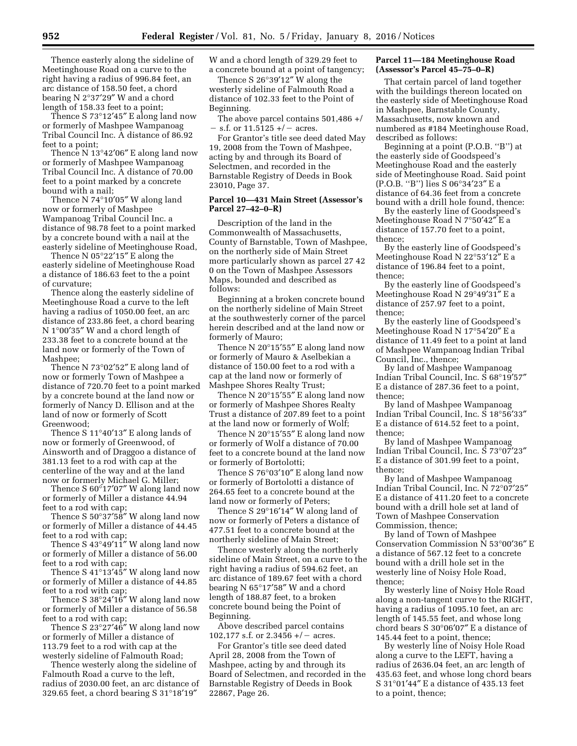Thence easterly along the sideline of Meetinghouse Road on a curve to the right having a radius of 996.84 feet, an arc distance of 158.50 feet, a chord bearing N 2°37′29″ W and a chord length of 158.33 feet to a point;

Thence S 73°12′45″ E along land now or formerly of Mashpee Wampanoag Tribal Council Inc. A distance of 86.92 feet to a point;

Thence N 13°42′06″ E along land now or formerly of Mashpee Wampanoag Tribal Council Inc. A distance of 70.00 feet to a point marked by a concrete bound with a nail;

Thence N 74°10′05″ W along land now or formerly of Mashpee Wampanoag Tribal Council Inc. a distance of 98.78 feet to a point marked by a concrete bound with a nail at the easterly sideline of Meetinghouse Road,

Thence N 05°22′15″ E along the easterly sideline of Meetinghouse Road a distance of 186.63 feet to the a point of curvature;

Thence along the easterly sideline of Meetinghouse Road a curve to the left having a radius of 1050.00 feet, an arc distance of 233.86 feet, a chord bearing N 1°00′35″ W and a chord length of 233.38 feet to a concrete bound at the land now or formerly of the Town of Mashpee;

Thence N 73°02′52″ E along land of now or formerly Town of Mashpee a distance of 720.70 feet to a point marked by a concrete bound at the land now or formerly of Nancy D. Ellison and at the land of now or formerly of Scott Greenwood;

Thence S 11°40′13″ E along lands of now or formerly of Greenwood, of Ainsworth and of Draggoo a distance of 381.13 feet to a rod with cap at the centerline of the way and at the land now or formerly Michael G. Miller;

Thence S 60°17′07″ W along land now or formerly of Miller a distance 44.94 feet to a rod with cap;

Thence S 50°37′58″ W along land now or formerly of Miller a distance of 44.45 feet to a rod with cap;

Thence S 43°49′11″ W along land now or formerly of Miller a distance of 56.00 feet to a rod with cap;

Thence S 41°13′45″ W along land now or formerly of Miller a distance of 44.85 feet to a rod with cap;

Thence S 38°24′16″ W along land now or formerly of Miller a distance of 56.58 feet to a rod with cap;

Thence S 23°27′46″ W along land now or formerly of Miller a distance of 113.79 feet to a rod with cap at the westerly sideline of Falmouth Road;

Thence westerly along the sideline of Falmouth Road a curve to the left, radius of 2030.00 feet, an arc distance of 329.65 feet, a chord bearing S 31°18′19″ W and a chord length of 329.29 feet to a concrete bound at a point of tangency;

Thence S 26°39′12″ W along the westerly sideline of Falmouth Road a distance of 102.33 feet to the Point of Beginning.

The above parcel contains 501,486 +/− s.f. or 11.5125 +/− acres.

For Grantor's title see deed dated May 19, 2008 from the Town of Mashpee, acting by and through its Board of Selectmen, and recorded in the Barnstable Registry of Deeds in Book 23010, Page 37.

**Parcel 10—431 Main Street (Assessor's Parcel 27–42–0–R)**

Description of the land in the Commonwealth of Massachusetts, County of Barnstable, Town of Mashpee, on the northerly side of Main Street more particularly shown as parcel 27 42 0 on the Town of Mashpee Assessors Maps, bounded and described as follows:

Beginning at a broken concrete bound on the northerly sideline of Main Street at the southwesterly corner of the parcel herein described and at the land now or formerly of Mauro;

Thence N 20°15′55″ E along land now or formerly of Mauro & Aselbekian a distance of 150.00 feet to a rod with a cap at the land now or formerly of Mashpee Shores Realty Trust;

Thence N 20°15′55″ E along land now or formerly of Mashpee Shores Realty Trust a distance of 207.89 feet to a point at the land now or formerly of Wolf;

Thence N 20°15′55″ E along land now or formerly of Wolf a distance of 70.00 feet to a concrete bound at the land now or formerly of Bortolotti;

Thence S 76°03′10″ E along land now or formerly of Bortolotti a distance of 264.65 feet to a concrete bound at the land now or formerly of Peters;

Thence S 29°16′14″ W along land of now or formerly of Peters a distance of 477.51 feet to a concrete bound at the northerly sideline of Main Street;

Thence westerly along the northerly sideline of Main Street, on a curve to the right having a radius of 594.62 feet, an arc distance of 189.67 feet with a chord bearing N 65°17′58″ W and a chord length of 188.87 feet, to a broken concrete bound being the Point of Beginning.

Above described parcel contains 102,177 s.f. or 2.3456 +/− acres.

For Grantor's title see deed dated April 28, 2008 from the Town of Mashpee, acting by and through its Board of Selectmen, and recorded in the Barnstable Registry of Deeds in Book 22867, Page 26.

**Parcel 11—184 Meetinghouse Road (Assessor's Parcel 45–75–0–R)**

That certain parcel of land together with the buildings thereon located on the easterly side of Meetinghouse Road in Mashpee, Barnstable County, Massachusetts, now known and numbered as #184 Meetinghouse Road, described as follows:

Beginning at a point (P.O.B. ''B'') at the easterly side of Goodspeed's Meetinghouse Road and the easterly side of Meetinghouse Road. Said point (P.O.B. ''B'') lies S 06°34′23″ E a distance of 64.36 feet from a concrete bound with a drill hole found, thence:

By the easterly line of Goodspeed's Meetinghouse Road N 7°50′42″ E a distance of 157.70 feet to a point, thence;

By the easterly line of Goodspeed's Meetinghouse Road N 22°53′12″ E a distance of 196.84 feet to a point, thence;

By the easterly line of Goodspeed's Meetinghouse Road N 29°49′31″ E a distance of 257.97 feet to a point, thence;

By the easterly line of Goodspeed's Meetinghouse Road N 17°54′20″ E a distance of 11.49 feet to a point at land of Mashpee Wampanoag Indian Tribal Council, Inc., thence;

By land of Mashpee Wampanoag Indian Tribal Council, Inc. S 68°19′57″ E a distance of 287.36 feet to a point, thence;

By land of Mashpee Wampanoag Indian Tribal Council, Inc. S 18°56′33″ E a distance of 614.52 feet to a point, thence;

By land of Mashpee Wampanoag Indian Tribal Council, Inc. S 73°07′23″ E a distance of 301.99 feet to a point, thence;

By land of Mashpee Wampanoag Indian Tribal Council, Inc. N 72°07′25″ E a distance of 411.20 feet to a concrete bound with a drill hole set at land of Town of Mashpee Conservation Commission, thence;

By land of Town of Mashpee Conservation Commission N 53°00′36″ E a distance of 567.12 feet to a concrete bound with a drill hole set in the westerly line of Noisy Hole Road, thence;

By westerly line of Noisy Hole Road along a non-tangent curve to the RIGHT, having a radius of 1095.10 feet, an arc length of 145.55 feet, and whose long chord bears S 30°06′07″ E a distance of 145.44 feet to a point, thence;

By westerly line of Noisy Hole Road along a curve to the LEFT, having a radius of 2636.04 feet, an arc length of 435.63 feet, and whose long chord bears S 31°01′44″ E a distance of 435.13 feet to a point, thence;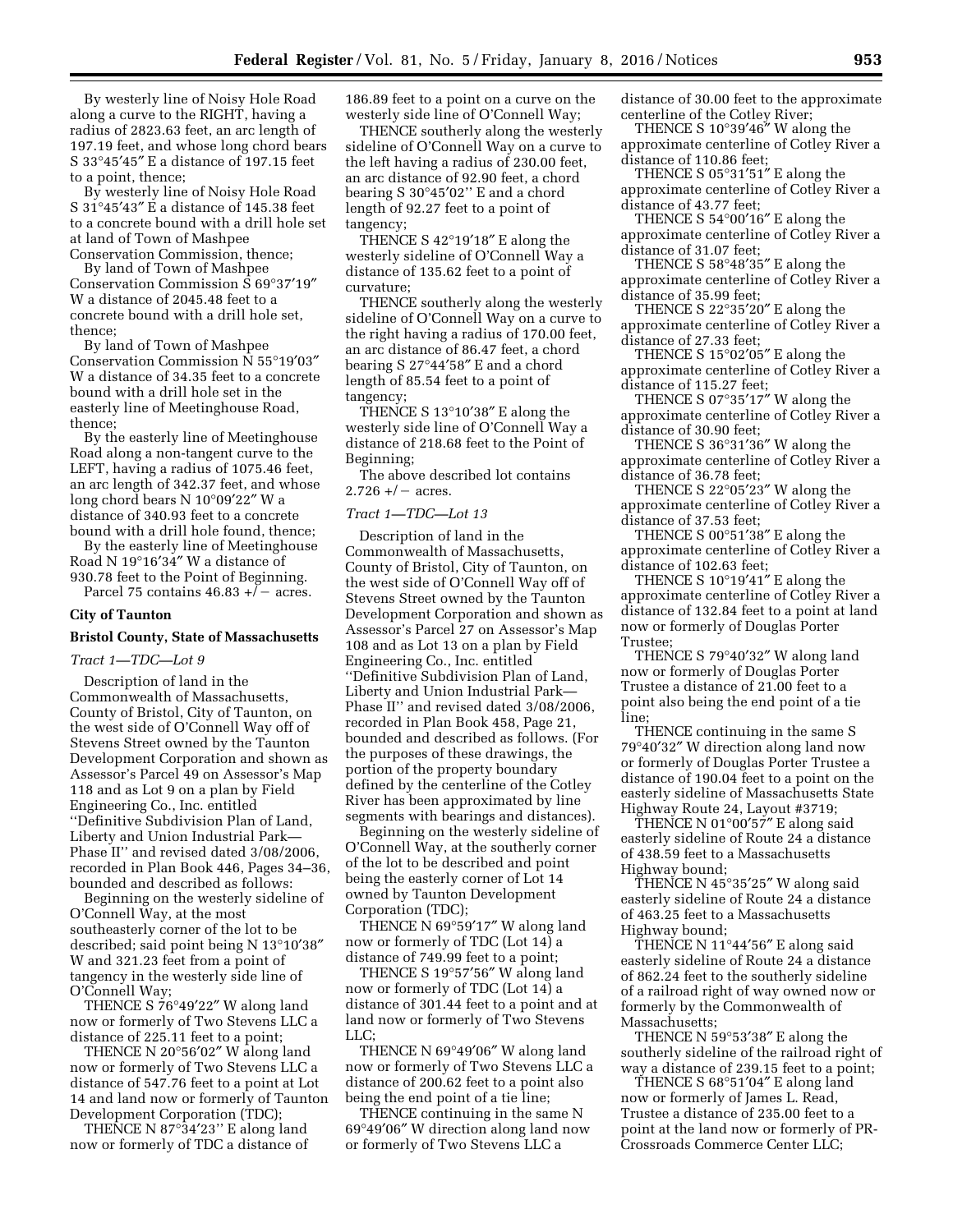By westerly line of Noisy Hole Road along a curve to the RIGHT, having a radius of 2823.63 feet, an arc length of 197.19 feet, and whose long chord bears S 33°45′45″ E a distance of 197.15 feet to a point, thence;

By westerly line of Noisy Hole Road S 31°45′43″ E a distance of 145.38 feet to a concrete bound with a drill hole set at land of Town of Mashpee Conservation Commission, thence;

By land of Town of Mashpee Conservation Commission S 69°37′19″ W a distance of 2045.48 feet to a concrete bound with a drill hole set, thence;

By land of Town of Mashpee Conservation Commission N 55°19′03″ W a distance of 34.35 feet to a concrete bound with a drill hole set in the easterly line of Meetinghouse Road, thence;

By the easterly line of Meetinghouse Road along a non-tangent curve to the LEFT, having a radius of 1075.46 feet, an arc length of 342.37 feet, and whose long chord bears N 10°09′22″ W a distance of 340.93 feet to a concrete bound with a drill hole found, thence;

By the easterly line of Meetinghouse Road N 19°16′34″ W a distance of 930.78 feet to the Point of Beginning.

Parcel 75 contains 46.83 +/− acres.

**City of Taunton**

**Bristol County, State of Massachusetts**

*Tract 1—TDC—Lot 9*

Description of land in the Commonwealth of Massachusetts, County of Bristol, City of Taunton, on the west side of O'Connell Way off of Stevens Street owned by the Taunton Development Corporation and shown as Assessor's Parcel 49 on Assessor's Map 118 and as Lot 9 on a plan by Field Engineering Co., Inc. entitled ''Definitive Subdivision Plan of Land, Liberty and Union Industrial Park—Phase II'' and revised dated 3/08/2006, recorded in Plan Book 446, Pages 34–36, bounded and described as follows:

Beginning on the westerly sideline of O'Connell Way, at the most southeasterly corner of the lot to be described; said point being N 13°10′38″ W and 321.23 feet from a point of tangency in the westerly side line of O'Connell Way;

THENCE S 76°49′22″ W along land now or formerly of Two Stevens LLC a distance of 225.11 feet to a point;

THENCE N 20°56′02″ W along land now or formerly of Two Stevens LLC a distance of 547.76 feet to a point at Lot 14 and land now or formerly of Taunton Development Corporation (TDC);

THENCE N 87°34′23'' E along land now or formerly of TDC a distance of 186.89 feet to a point on a curve on the westerly side line of O'Connell Way;

THENCE southerly along the westerly sideline of O'Connell Way on a curve to the left having a radius of 230.00 feet, an arc distance of 92.90 feet, a chord bearing S 30°45′02'' E and a chord length of 92.27 feet to a point of tangency;

THENCE S 42°19′18″ E along the westerly sideline of O'Connell Way a distance of 135.62 feet to a point of curvature;

THENCE southerly along the westerly sideline of O'Connell Way on a curve to the right having a radius of 170.00 feet, an arc distance of 86.47 feet, a chord bearing S 27°44′58″ E and a chord length of 85.54 feet to a point of tangency;

THENCE S 13°10′38″ E along the westerly side line of O'Connell Way a distance of 218.68 feet to the Point of Beginning;

The above described lot contains 2.726 +/− acres.

*Tract 1—TDC—Lot 13*

Description of land in the Commonwealth of Massachusetts, County of Bristol, City of Taunton, on the west side of O'Connell Way off of Stevens Street owned by the Taunton Development Corporation and shown as Assessor's Parcel 27 on Assessor's Map 108 and as Lot 13 on a plan by Field Engineering Co., Inc. entitled ''Definitive Subdivision Plan of Land, Liberty and Union Industrial Park—Phase II'' and revised dated 3/08/2006, recorded in Plan Book 458, Page 21, bounded and described as follows. (For the purposes of these drawings, the portion of the property boundary defined by the centerline of the Cotley River has been approximated by line segments with bearings and distances).

Beginning on the westerly sideline of O'Connell Way, at the southerly corner of the lot to be described and point being the easterly corner of Lot 14 owned by Taunton Development Corporation (TDC);

THENCE N 69°59′17″ W along land now or formerly of TDC (Lot 14) a distance of 749.99 feet to a point;

THENCE S 19°57′56″ W along land now or formerly of TDC (Lot 14) a distance of 301.44 feet to a point and at land now or formerly of Two Stevens LLC;

THENCE N 69°49′06″ W along land now or formerly of Two Stevens LLC a distance of 200.62 feet to a point also being the end point of a tie line;

THENCE continuing in the same N 69°49′06″ W direction along land now or formerly of Two Stevens LLC a distance of 30.00 feet to the approximate centerline of the Cotley River;

THENCE S 10°39′46″ W along the approximate centerline of Cotley River a distance of 110.86 feet;

THENCE S 05°31′51″ E along the approximate centerline of Cotley River a distance of 43.77 feet;

THENCE S 54°00′16″ E along the approximate centerline of Cotley River a distance of 31.07 feet;

THENCE S 58°48′35″ E along the approximate centerline of Cotley River a distance of 35.99 feet;

THENCE S 22°35′20″ E along the approximate centerline of Cotley River a distance of 27.33 feet;

THENCE S 15°02′05″ E along the approximate centerline of Cotley River a distance of 115.27 feet;

THENCE S 07°35′17″ W along the approximate centerline of Cotley River a distance of 30.90 feet;

THENCE S 36°31′36″ W along the approximate centerline of Cotley River a distance of 36.78 feet;

THENCE S 22°05′23″ W along the approximate centerline of Cotley River a distance of 37.53 feet;

THENCE S 00°51′38″ E along the approximate centerline of Cotley River a distance of 102.63 feet;

THENCE S 10°19′41″ E along the approximate centerline of Cotley River a distance of 132.84 feet to a point at land now or formerly of Douglas Porter Trustee;

THENCE S 79°40′32″ W along land now or formerly of Douglas Porter Trustee a distance of 21.00 feet to a point also being the end point of a tie line;

THENCE continuing in the same S 79°40′32″ W direction along land now or formerly of Douglas Porter Trustee a distance of 190.04 feet to a point on the easterly sideline of Massachusetts State Highway Route 24, Layout #3719;

THENCE N 01°00′57″ E along said easterly sideline of Route 24 a distance of 438.59 feet to a Massachusetts Highway bound;

THENCE N 45°35′25″ W along said easterly sideline of Route 24 a distance of 463.25 feet to a Massachusetts Highway bound;

THENCE N 11°44′56″ E along said easterly sideline of Route 24 a distance of 862.24 feet to the southerly sideline of a railroad right of way owned now or formerly by the Commonwealth of Massachusetts;

THENCE N 59°53′38″ E along the southerly sideline of the railroad right of way a distance of 239.15 feet to a point;

THENCE S 68°51′04″ E along land now or formerly of James L. Read, Trustee a distance of 235.00 feet to a point at the land now or formerly of PR-Crossroads Commerce Center LLC;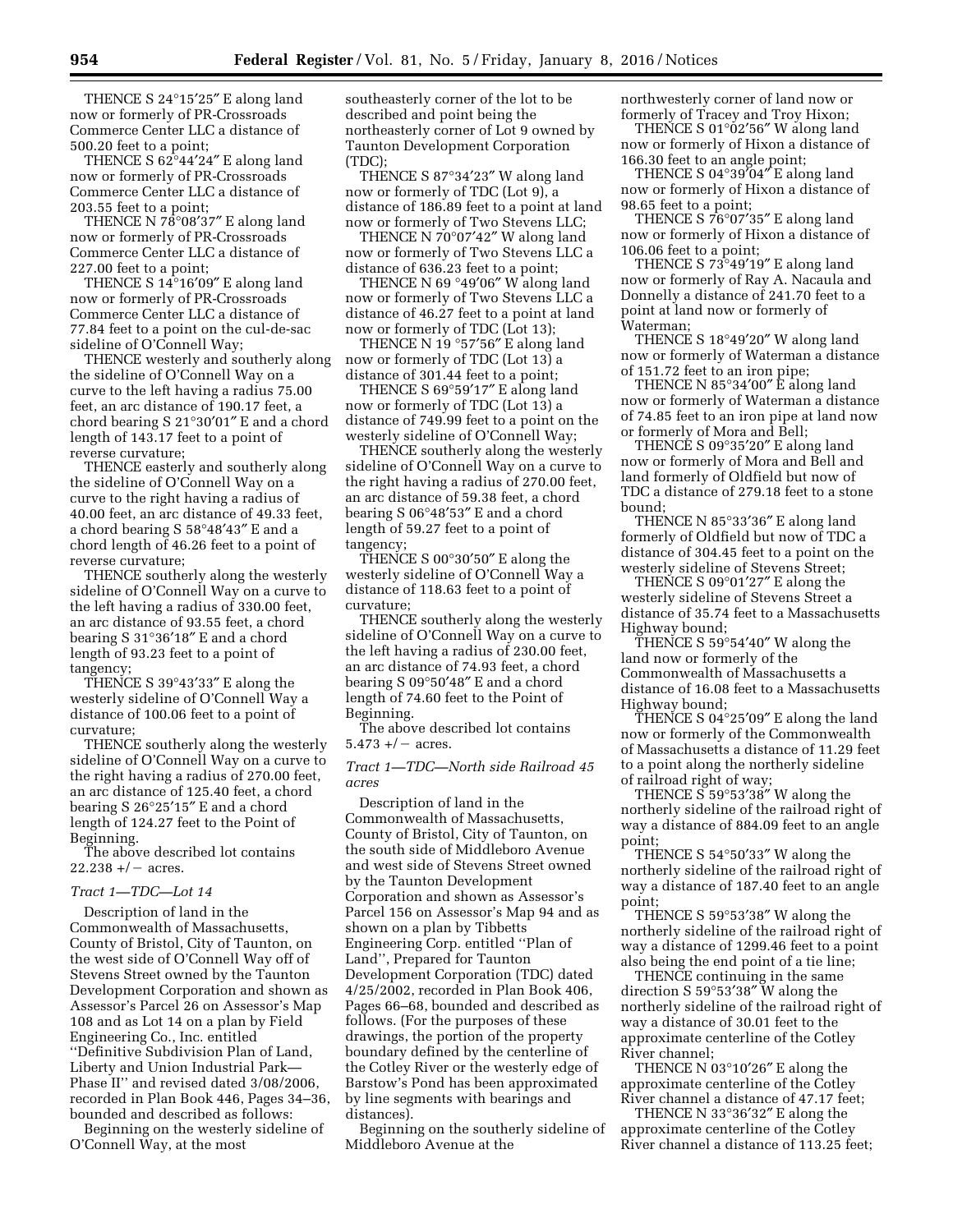THENCE S 24°15′25″ E along land now or formerly of PR-Crossroads Commerce Center LLC a distance of 500.20 feet to a point;

THENCE S 62°44′24″ E along land now or formerly of PR-Crossroads Commerce Center LLC a distance of 203.55 feet to a point;

THENCE N 78°08′37″ E along land now or formerly of PR-Crossroads Commerce Center LLC a distance of 227.00 feet to a point;

THENCE S 14°16′09″ E along land now or formerly of PR-Crossroads Commerce Center LLC a distance of 77.84 feet to a point on the cul-de-sac sideline of O'Connell Way;

THENCE westerly and southerly along the sideline of O'Connell Way on a curve to the left having a radius 75.00 feet, an arc distance of 190.17 feet, a chord bearing S 21°30′01″ E and a chord length of 143.17 feet to a point of reverse curvature;

THENCE easterly and southerly along the sideline of O'Connell Way on a curve to the right having a radius of 40.00 feet, an arc distance of 49.33 feet, a chord bearing S 58°48′43″ E and a chord length of 46.26 feet to a point of reverse curvature;

THENCE southerly along the westerly sideline of O'Connell Way on a curve to the left having a radius of 330.00 feet, an arc distance of 93.55 feet, a chord bearing S 31°36′18″ E and a chord length of 93.23 feet to a point of tangency;

THENCE S 39°43′33″ E along the westerly sideline of O'Connell Way a distance of 100.06 feet to a point of curvature;

THENCE southerly along the westerly sideline of O'Connell Way on a curve to the right having a radius of 270.00 feet, an arc distance of 125.40 feet, a chord bearing S 26°25′15″ E and a chord length of 124.27 feet to the Point of Beginning.

The above described lot contains 22.238 +/− acres.

*Tract 1—TDC—Lot 14*

Description of land in the Commonwealth of Massachusetts, County of Bristol, City of Taunton, on the west side of O'Connell Way off of Stevens Street owned by the Taunton Development Corporation and shown as Assessor's Parcel 26 on Assessor's Map 108 and as Lot 14 on a plan by Field Engineering Co., Inc. entitled ''Definitive Subdivision Plan of Land, Liberty and Union Industrial Park—Phase II'' and revised dated 3/08/2006, recorded in Plan Book 446, Pages 34–36, bounded and described as follows:

Beginning on the westerly sideline of O'Connell Way, at the most southeasterly corner of the lot to be described and point being the northeasterly corner of Lot 9 owned by Taunton Development Corporation (TDC);

THENCE S 87°34′23″ W along land now or formerly of TDC (Lot 9), a distance of 186.89 feet to a point at land now or formerly of Two Stevens LLC;

THENCE N 70°07′42″ W along land now or formerly of Two Stevens LLC a distance of 636.23 feet to a point;

THENCE N 69 °49′06″ W along land now or formerly of Two Stevens LLC a distance of 46.27 feet to a point at land now or formerly of TDC (Lot 13);

THENCE N 19 °57′56″ E along land now or formerly of TDC (Lot 13) a distance of 301.44 feet to a point;

THENCE S 69°59′17″ E along land now or formerly of TDC (Lot 13) a distance of 749.99 feet to a point on the westerly sideline of O'Connell Way;

THENCE southerly along the westerly sideline of O'Connell Way on a curve to the right having a radius of 270.00 feet, an arc distance of 59.38 feet, a chord bearing S 06°48′53″ E and a chord length of 59.27 feet to a point of tangency;

THENCE S 00°30′50″ E along the westerly sideline of O'Connell Way a distance of 118.63 feet to a point of curvature;

THENCE southerly along the westerly sideline of O'Connell Way on a curve to the left having a radius of 230.00 feet, an arc distance of 74.93 feet, a chord bearing S 09°50′48″ E and a chord length of 74.60 feet to the Point of Beginning.

The above described lot contains 5.473 +/− acres.

*Tract 1—TDC—North side Railroad 45 acres*

Description of land in the Commonwealth of Massachusetts, County of Bristol, City of Taunton, on the south side of Middleboro Avenue and west side of Stevens Street owned by the Taunton Development Corporation and shown as Assessor's Parcel 156 on Assessor's Map 94 and as shown on a plan by Tibbetts Engineering Corp. entitled ''Plan of Land'', Prepared for Taunton Development Corporation (TDC) dated 4/25/2002, recorded in Plan Book 406, Pages 66–68, bounded and described as follows. (For the purposes of these drawings, the portion of the property boundary defined by the centerline of the Cotley River or the westerly edge of Barstow's Pond has been approximated by line segments with bearings and distances).

Beginning on the southerly sideline of Middleboro Avenue at the northwesterly corner of land now or formerly of Tracey and Troy Hixon;

THENCE S 01°02′56″ W along land now or formerly of Hixon a distance of 166.30 feet to an angle point;

THENCE S 04°39′04″ E along land now or formerly of Hixon a distance of 98.65 feet to a point;

THENCE S 76°07′35″ E along land now or formerly of Hixon a distance of 106.06 feet to a point;

THENCE S 73°49′19″ E along land now or formerly of Ray A. Nacaula and Donnelly a distance of 241.70 feet to a point at land now or formerly of Waterman;

THENCE S 18°49′20″ W along land now or formerly of Waterman a distance of 151.72 feet to an iron pipe;

THENCE N 85°34′00″ E along land now or formerly of Waterman a distance of 74.85 feet to an iron pipe at land now or formerly of Mora and Bell;

THENCE S 09°35′20″ E along land now or formerly of Mora and Bell and land formerly of Oldfield but now of TDC a distance of 279.18 feet to a stone bound;

THENCE N 85°33′36″ E along land formerly of Oldfield but now of TDC a distance of 304.45 feet to a point on the westerly sideline of Stevens Street;

THENCE S 09°01′27″ E along the westerly sideline of Stevens Street a distance of 35.74 feet to a Massachusetts Highway bound;

THENCE S 59°54′40″ W along the land now or formerly of the Commonwealth of Massachusetts a distance of 16.08 feet to a Massachusetts Highway bound;

THENCE S 04°25′09″ E along the land now or formerly of the Commonwealth of Massachusetts a distance of 11.29 feet to a point along the northerly sideline of railroad right of way;

THENCE S 59°53′38″ W along the northerly sideline of the railroad right of way a distance of 884.09 feet to an angle point;

THENCE S 54°50′33″ W along the northerly sideline of the railroad right of way a distance of 187.40 feet to an angle point;

THENCE S 59°53′38″ W along the northerly sideline of the railroad right of way a distance of 1299.46 feet to a point also being the end point of a tie line;

THENCE continuing in the same direction S 59°53′38″ W along the northerly sideline of the railroad right of way a distance of 30.01 feet to the approximate centerline of the Cotley River channel;

THENCE N 03°10′26″ E along the approximate centerline of the Cotley River channel a distance of 47.17 feet;

THENCE N 33°36′32″ E along the approximate centerline of the Cotley River channel a distance of 113.25 feet;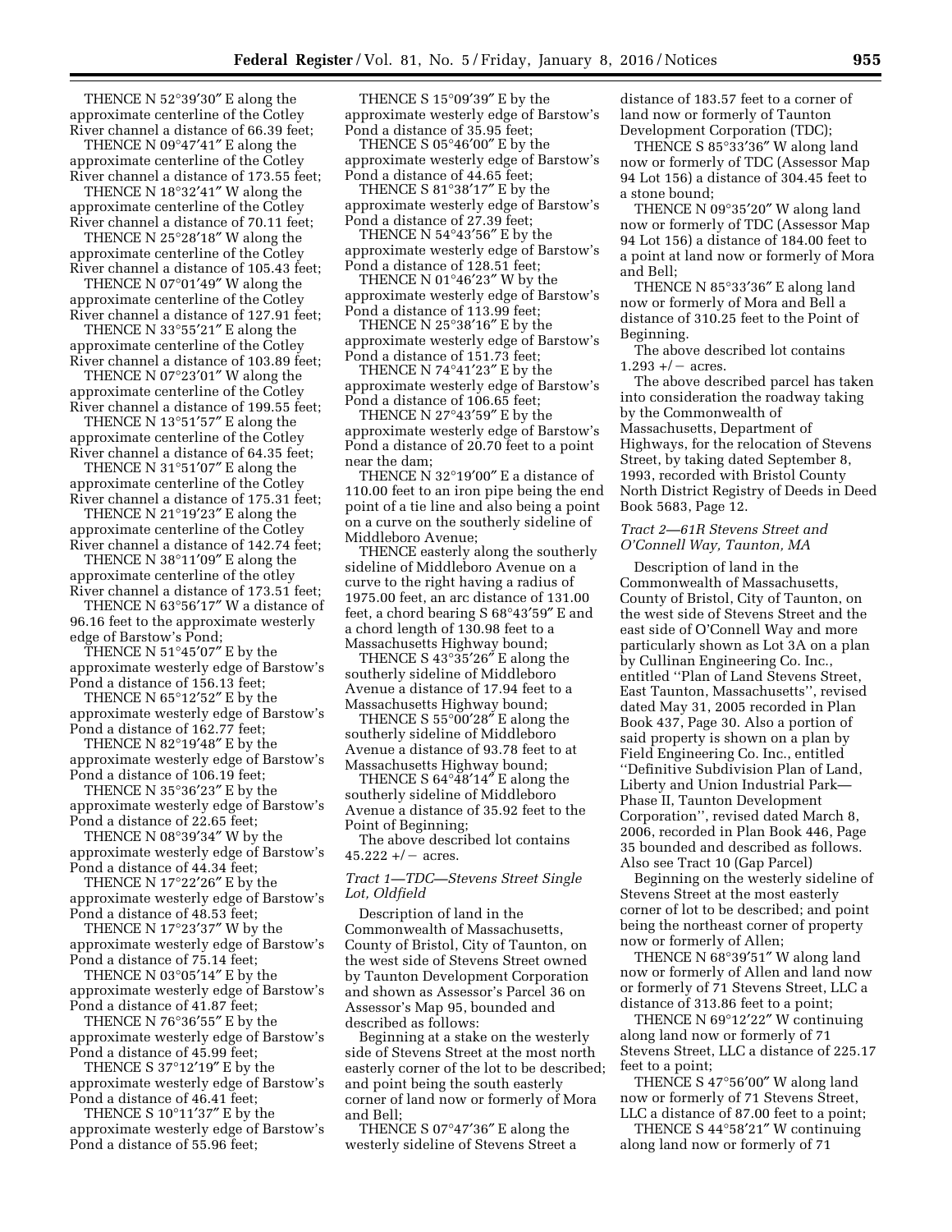THENCE N 52°39′30″ E along the approximate centerline of the Cotley River channel a distance of 66.39 feet;

THENCE N 09°47′41″ E along the approximate centerline of the Cotley River channel a distance of 173.55 feet;

THENCE N 18°32′41″ W along the approximate centerline of the Cotley River channel a distance of 70.11 feet;

THENCE N 25°28′18″ W along the approximate centerline of the Cotley River channel a distance of 105.43 feet;

THENCE N 07°01′49″ W along the approximate centerline of the Cotley River channel a distance of 127.91 feet;

THENCE N 33°55′21″ E along the approximate centerline of the Cotley River channel a distance of 103.89 feet;

THENCE N 07°23′01″ W along the approximate centerline of the Cotley River channel a distance of 199.55 feet;

THENCE N 13°51′57″ E along the approximate centerline of the Cotley River channel a distance of 64.35 feet;

THENCE N 31°51′07″ E along the approximate centerline of the Cotley River channel a distance of 175.31 feet;

THENCE N 21°19′23″ E along the approximate centerline of the Cotley River channel a distance of 142.74 feet;

THENCE N 38°11′09″ E along the approximate centerline of the otley River channel a distance of 173.51 feet;

THENCE N 63°56′17″ W a distance of 96.16 feet to the approximate westerly edge of Barstow's Pond;

THENCE N 51°45′07″ E by the approximate westerly edge of Barstow's Pond a distance of 156.13 feet;

THENCE N 65°12′52″ E by the approximate westerly edge of Barstow's Pond a distance of 162.77 feet;

THENCE N 82°19′48″ E by the approximate westerly edge of Barstow's Pond a distance of 106.19 feet;

THENCE N 35°36′23″ E by the approximate westerly edge of Barstow's Pond a distance of 22.65 feet;

THENCE N 08°39′34″ W by the approximate westerly edge of Barstow's Pond a distance of 44.34 feet;

THENCE N 17°22′26″ E by the approximate westerly edge of Barstow's Pond a distance of 48.53 feet;

THENCE N 17°23′37″ W by the approximate westerly edge of Barstow's Pond a distance of 75.14 feet;

THENCE N 03°05′14″ E by the approximate westerly edge of Barstow's Pond a distance of 41.87 feet;

THENCE N 76°36′55″ E by the approximate westerly edge of Barstow's Pond a distance of 45.99 feet;

THENCE S 37°12′19″ E by the approximate westerly edge of Barstow's Pond a distance of 46.41 feet;

THENCE S 10°11′37″ E by the approximate westerly edge of Barstow's Pond a distance of 55.96 feet;

THENCE S 15°09′39″ E by the approximate westerly edge of Barstow's Pond a distance of 35.95 feet;

THENCE S 05°46′00″ E by the approximate westerly edge of Barstow's Pond a distance of 44.65 feet;

THENCE S 81°38′17″ E by the approximate westerly edge of Barstow's Pond a distance of 27.39 feet;

THENCE N 54°43′56″ E by the approximate westerly edge of Barstow's Pond a distance of 128.51 feet;

THENCE N 01°46′23″ W by the approximate westerly edge of Barstow's Pond a distance of 113.99 feet;

THENCE N 25°38′16″ E by the approximate westerly edge of Barstow's Pond a distance of 151.73 feet;

THENCE N 74°41′23″ E by the approximate westerly edge of Barstow's Pond a distance of 106.65 feet;

THENCE N 27°43′59″ E by the approximate westerly edge of Barstow's Pond a distance of 20.70 feet to a point near the dam;

THENCE N 32°19′00″ E a distance of 110.00 feet to an iron pipe being the end point of a tie line and also being a point on a curve on the southerly sideline of Middleboro Avenue;

THENCE easterly along the southerly sideline of Middleboro Avenue on a curve to the right having a radius of 1975.00 feet, an arc distance of 131.00 feet, a chord bearing S 68°43′59″ E and a chord length of 130.98 feet to a Massachusetts Highway bound;

THENCE S 43°35′26″ E along the southerly sideline of Middleboro Avenue a distance of 17.94 feet to a Massachusetts Highway bound;

THENCE S 55°00′28″ E along the southerly sideline of Middleboro Avenue a distance of 93.78 feet to at Massachusetts Highway bound;

THENCE S 64°48′14″ E along the southerly sideline of Middleboro Avenue a distance of 35.92 feet to the Point of Beginning;

The above described lot contains 45.222 +/− acres.

*Tract 1—TDC—Stevens Street Single Lot, Oldfield*

Description of land in the Commonwealth of Massachusetts, County of Bristol, City of Taunton, on the west side of Stevens Street owned by Taunton Development Corporation and shown as Assessor's Parcel 36 on Assessor's Map 95, bounded and described as follows:

Beginning at a stake on the westerly side of Stevens Street at the most north easterly corner of the lot to be described; and point being the south easterly corner of land now or formerly of Mora and Bell;

THENCE S 07°47′36″ E along the westerly sideline of Stevens Street a distance of 183.57 feet to a corner of land now or formerly of Taunton Development Corporation (TDC);

THENCE S 85°33′36″ W along land now or formerly of TDC (Assessor Map 94 Lot 156) a distance of 304.45 feet to a stone bound;

THENCE N 09°35′20″ W along land now or formerly of TDC (Assessor Map 94 Lot 156) a distance of 184.00 feet to a point at land now or formerly of Mora and Bell;

THENCE N 85°33′36″ E along land now or formerly of Mora and Bell a distance of 310.25 feet to the Point of Beginning.

The above described lot contains 1.293 +/− acres.

The above described parcel has taken into consideration the roadway taking by the Commonwealth of Massachusetts, Department of Highways, for the relocation of Stevens Street, by taking dated September 8, 1993, recorded with Bristol County North District Registry of Deeds in Deed Book 5683, Page 12.

*Tract 2—61R Stevens Street and O'Connell Way, Taunton, MA*

Description of land in the Commonwealth of Massachusetts, County of Bristol, City of Taunton, on the west side of Stevens Street and the east side of O'Connell Way and more particularly shown as Lot 3A on a plan by Cullinan Engineering Co. Inc., entitled ''Plan of Land Stevens Street, East Taunton, Massachusetts'', revised dated May 31, 2005 recorded in Plan Book 437, Page 30. Also a portion of said property is shown on a plan by Field Engineering Co. Inc., entitled ''Definitive Subdivision Plan of Land, Liberty and Union Industrial Park—Phase II, Taunton Development Corporation'', revised dated March 8, 2006, recorded in Plan Book 446, Page 35 bounded and described as follows. Also see Tract 10 (Gap Parcel)

Beginning on the westerly sideline of Stevens Street at the most easterly corner of lot to be described; and point being the northeast corner of property now or formerly of Allen;

THENCE N 68°39′51″ W along land now or formerly of Allen and land now or formerly of 71 Stevens Street, LLC a distance of 313.86 feet to a point;

THENCE N 69°12′22″ W continuing along land now or formerly of 71 Stevens Street, LLC a distance of 225.17 feet to a point;

THENCE S 47°56′00″ W along land now or formerly of 71 Stevens Street, LLC a distance of 87.00 feet to a point;

THENCE S 44°58′21″ W continuing along land now or formerly of 71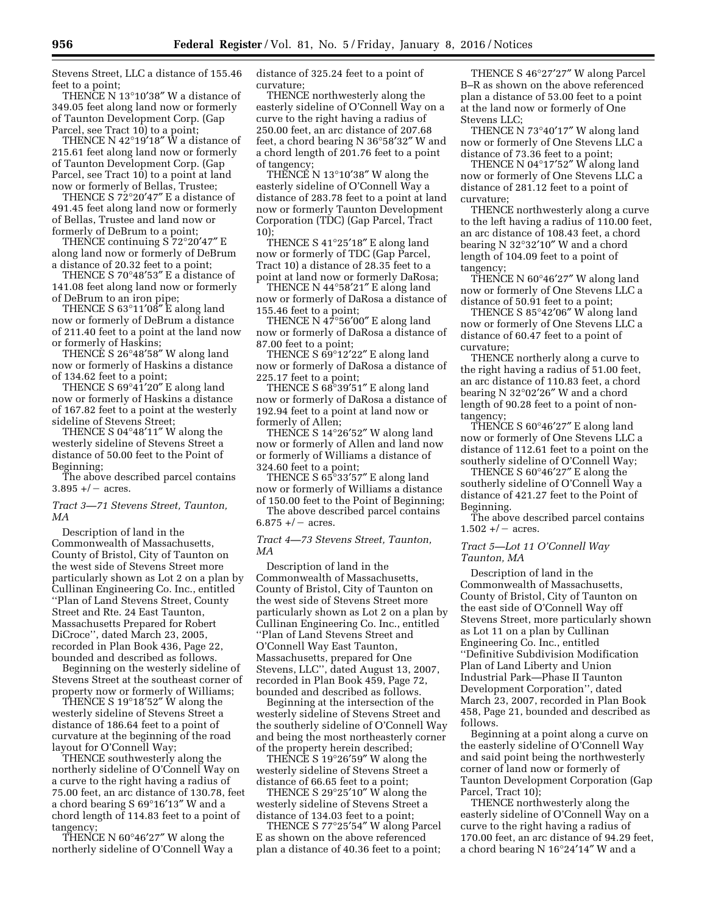Stevens Street, LLC a distance of 155.46 feet to a point;

THENCE N 13°10′38″ W a distance of 349.05 feet along land now or formerly of Taunton Development Corp. (Gap Parcel, see Tract 10) to a point;

THENCE N 42°19′18″ W a distance of 215.61 feet along land now or formerly of Taunton Development Corp. (Gap Parcel, see Tract 10) to a point at land now or formerly of Bellas, Trustee;

THENCE S 72°20′47″ E a distance of 491.45 feet along land now or formerly of Bellas, Trustee and land now or formerly of DeBrum to a point;

THENCE continuing S 72°20′47″ E along land now or formerly of DeBrum a distance of 20.32 feet to a point;

THENCE S 70°48′53″ E a distance of 141.08 feet along land now or formerly of DeBrum to an iron pipe;

THENCE S 63°11′08″ E along land now or formerly of DeBrum a distance of 211.40 feet to a point at the land now or formerly of Haskins;

THENCE S 26°48′58″ W along land now or formerly of Haskins a distance of 134.62 feet to a point;

THENCE S 69°41′20″ E along land now or formerly of Haskins a distance of 167.82 feet to a point at the westerly sideline of Stevens Street;

THENCE S 04°48′11″ W along the westerly sideline of Stevens Street a distance of 50.00 feet to the Point of Beginning;

The above described parcel contains 3.895 +/− acres.

*Tract 3—71 Stevens Street, Taunton, MA*

Description of land in the Commonwealth of Massachusetts, County of Bristol, City of Taunton on the west side of Stevens Street more particularly shown as Lot 2 on a plan by Cullinan Engineering Co. Inc., entitled ''Plan of Land Stevens Street, County Street and Rte. 24 East Taunton, Massachusetts Prepared for Robert DiCroce'', dated March 23, 2005, recorded in Plan Book 436, Page 22, bounded and described as follows.

Beginning on the westerly sideline of Stevens Street at the southeast corner of property now or formerly of Williams;

THENCE S 19°18′52″ W along the westerly sideline of Stevens Street a distance of 186.64 feet to a point of curvature at the beginning of the road layout for O'Connell Way;

THENCE southwesterly along the northerly sideline of O'Connell Way on a curve to the right having a radius of 75.00 feet, an arc distance of 130.78, feet a chord bearing S 69°16′13″ W and a chord length of 114.83 feet to a point of tangency;

THENCE N 60°46′27″ W along the northerly sideline of O'Connell Way a distance of 325.24 feet to a point of curvature;

THENCE northwesterly along the easterly sideline of O'Connell Way on a curve to the right having a radius of 250.00 feet, an arc distance of 207.68 feet, a chord bearing N 36°58′32″ W and a chord length of 201.76 feet to a point of tangency;

THENCE N 13°10′38″ W along the easterly sideline of O'Connell Way a distance of 283.78 feet to a point at land now or formerly Taunton Development Corporation (TDC) (Gap Parcel, Tract 10);

THENCE S 41°25′18″ E along land now or formerly of TDC (Gap Parcel, Tract 10) a distance of 28.35 feet to a point at land now or formerly DaRosa;

THENCE N 44°58′21″ E along land now or formerly of DaRosa a distance of 155.46 feet to a point;

THENCE N 47°56′00″ E along land now or formerly of DaRosa a distance of 87.00 feet to a point;

THENCE S 69°12′22″ E along land now or formerly of DaRosa a distance of 225.17 feet to a point;

THENCE S 68°39′51″ E along land now or formerly of DaRosa a distance of 192.94 feet to a point at land now or formerly of Allen;

THENCE S 14°26′52″ W along land now or formerly of Allen and land now or formerly of Williams a distance of 324.60 feet to a point;

THENCE S 65°33′57″ E along land now or formerly of Williams a distance of 150.00 feet to the Point of Beginning;

The above described parcel contains 6.875 +/− acres.

*Tract 4—73 Stevens Street, Taunton, MA*

Description of land in the Commonwealth of Massachusetts, County of Bristol, City of Taunton on the west side of Stevens Street more particularly shown as Lot 2 on a plan by Cullinan Engineering Co. Inc., entitled ''Plan of Land Stevens Street and O'Connell Way East Taunton, Massachusetts, prepared for One Stevens, LLC'', dated August 13, 2007, recorded in Plan Book 459, Page 72, bounded and described as follows.

Beginning at the intersection of the westerly sideline of Stevens Street and the southerly sideline of O'Connell Way and being the most northeasterly corner of the property herein described;

THENCE S 19°26′59″ W along the westerly sideline of Stevens Street a distance of 66.65 feet to a point;

THENCE S 29°25′10″ W along the westerly sideline of Stevens Street a distance of 134.03 feet to a point;

THENCE S 77°25′54″ W along Parcel E as shown on the above referenced plan a distance of 40.36 feet to a point;

THENCE S 46°27′27″ W along Parcel B–R as shown on the above referenced plan a distance of 53.00 feet to a point at the land now or formerly of One Stevens LLC;

THENCE N 73°40′17″ W along land now or formerly of One Stevens LLC a distance of 73.36 feet to a point;

THENCE N 04°17′52″ W along land now or formerly of One Stevens LLC a distance of 281.12 feet to a point of curvature;

THENCE northwesterly along a curve to the left having a radius of 110.00 feet, an arc distance of 108.43 feet, a chord bearing N 32°32′10″ W and a chord length of 104.09 feet to a point of tangency;

THENCE N 60°46′27″ W along land now or formerly of One Stevens LLC a distance of 50.91 feet to a point;

THENCE S 85°42′06″ W along land now or formerly of One Stevens LLC a distance of 60.47 feet to a point of curvature;

THENCE northerly along a curve to the right having a radius of 51.00 feet, an arc distance of 110.83 feet, a chord bearing N 32°02′26″ W and a chord length of 90.28 feet to a point of non-tangency;

THENCE S 60°46′27″ E along land now or formerly of One Stevens LLC a distance of 112.61 feet to a point on the southerly sideline of O'Connell Way;

THENCE S 60°46′27″ E along the southerly sideline of O'Connell Way a distance of 421.27 feet to the Point of Beginning.

The above described parcel contains 1.502 +/− acres.

*Tract 5—Lot 11 O'Connell Way Taunton, MA*

Description of land in the Commonwealth of Massachusetts, County of Bristol, City of Taunton on the east side of O'Connell Way off Stevens Street, more particularly shown as Lot 11 on a plan by Cullinan Engineering Co. Inc., entitled ''Definitive Subdivision Modification Plan of Land Liberty and Union Industrial Park—Phase II Taunton Development Corporation'', dated March 23, 2007, recorded in Plan Book 458, Page 21, bounded and described as follows.

Beginning at a point along a curve on the easterly sideline of O'Connell Way and said point being the northwesterly corner of land now or formerly of Taunton Development Corporation (Gap Parcel, Tract 10);

THENCE northwesterly along the easterly sideline of O'Connell Way on a curve to the right having a radius of 170.00 feet, an arc distance of 94.29 feet, a chord bearing N 16°24′14″ W and a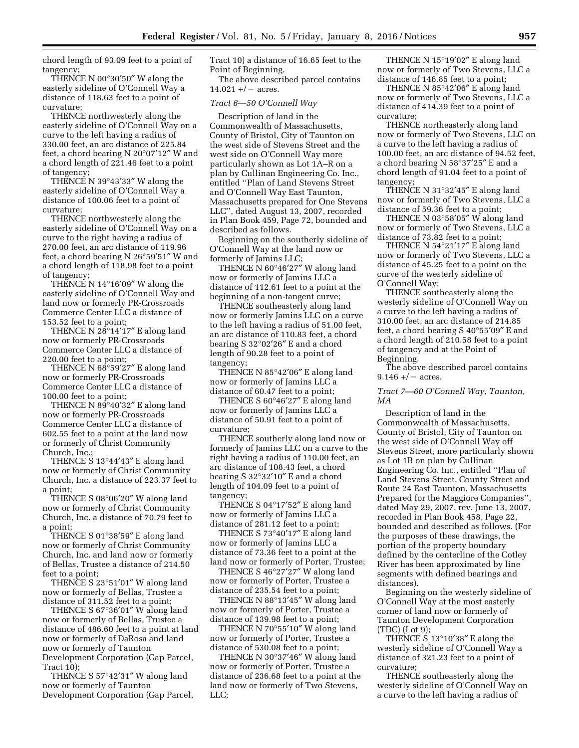chord length of 93.09 feet to a point of tangency;

THENCE N 00°30′50″ W along the easterly sideline of O'Connell Way a distance of 118.63 feet to a point of curvature;

THENCE northwesterly along the easterly sideline of O'Connell Way on a curve to the left having a radius of 330.00 feet, an arc distance of 225.84 feet, a chord bearing N 20°07′12″ W and a chord length of 221.46 feet to a point of tangency;

THENCE N 39°43′33″ W along the easterly sideline of O'Connell Way a distance of 100.06 feet to a point of curvature;

THENCE northwesterly along the easterly sideline of O'Connell Way on a curve to the right having a radius of 270.00 feet, an arc distance of 119.96 feet, a chord bearing N 26°59′51″ W and a chord length of 118.98 feet to a point of tangency;

THENCE N 14°16′09″ W along the easterly sideline of O'Connell Way and land now or formerly PR-Crossroads Commerce Center LLC a distance of 153.52 feet to a point;

THENCE N 28°14′17″ E along land now or formerly PR-Crossroads Commerce Center LLC a distance of 220.00 feet to a point;

THENCE N 68°59′27″ E along land now or formerly PR-Crossroads Commerce Center LLC a distance of 100.00 feet to a point;

THENCE N 89°40′32″ E along land now or formerly PR-Crossroads Commerce Center LLC a distance of 602.55 feet to a point at the land now or formerly of Christ Community Church, Inc.;

THENCE S 13°44′43″ E along land now or formerly of Christ Community Church, Inc. a distance of 223.37 feet to a point;

THENCE S 08°06′20″ W along land now or formerly of Christ Community Church, Inc. a distance of 70.79 feet to a point;

THENCE S 01°38′59″ E along land now or formerly of Christ Community Church, Inc. and land now or formerly of Bellas, Trustee a distance of 214.50 feet to a point;

THENCE S 23°51′01″ W along land now or formerly of Bellas, Trustee a distance of 311.52 feet to a point;

THENCE S 67°36′01″ W along land now or formerly of Bellas, Trustee a distance of 486.60 feet to a point at land now or formerly of DaRosa and land now or formerly of Taunton Development Corporation (Gap Parcel, Tract 10);

THENCE S 57°42′31″ W along land now or formerly of Taunton Development Corporation (Gap Parcel, Tract 10) a distance of 16.65 feet to the Point of Beginning.

The above described parcel contains 14.021 +/− acres.

*Tract 6—50 O'Connell Way*

Description of land in the Commonwealth of Massachusetts, County of Bristol, City of Taunton on the west side of Stevens Street and the west side on O'Connell Way more particularly shown as Lot 1A–R on a plan by Cullinan Engineering Co. Inc., entitled ''Plan of Land Stevens Street and O'Connell Way East Taunton, Massachusetts prepared for One Stevens LLC'', dated August 13, 2007, recorded in Plan Book 459, Page 72, bounded and described as follows.

Beginning on the southerly sideline of O'Connell Way at the land now or formerly of Jamins LLC;

THENCE N 60°46′27″ W along land now or formerly of Jamins LLC a distance of 112.61 feet to a point at the beginning of a non-tangent curve;

THENCE southeasterly along land now or formerly Jamins LLC on a curve to the left having a radius of 51.00 feet, an arc distance of 110.83 feet, a chord bearing S 32°02′26″ E and a chord length of 90.28 feet to a point of tangency;

THENCE N 85°42′06″ E along land now or formerly of Jamins LLC a distance of 60.47 feet to a point;

THENCE S 60°46′27″ E along land now or formerly of Jamins LLC a distance of 50.91 feet to a point of curvature;

THENCE southerly along land now or formerly of Jamins LLC on a curve to the right having a radius of 110.00 feet, an arc distance of 108.43 feet, a chord bearing S 32°32′10″ E and a chord length of 104.09 feet to a point of tangency;

THENCE S 04°17′52″ E along land now or formerly of Jamins LLC a distance of 281.12 feet to a point;

THENCE S 73°40′17″ E along land now or formerly of Jamins LLC a distance of 73.36 feet to a point at the land now or formerly of Porter, Trustee;

THENCE S 46°27′27″ W along land now or formerly of Porter, Trustee a distance of 235.54 feet to a point;

THENCE N 88°13′45″ W along land now or formerly of Porter, Trustee a distance of 139.98 feet to a point;

THENCE N 70°55′10″ W along land now or formerly of Porter, Trustee a distance of 530.08 feet to a point;

THENCE N 30°37′46″ W along land now or formerly of Porter, Trustee a distance of 236.68 feet to a point at the land now or formerly of Two Stevens, LLC;

THENCE N 15°19′02″ E along land now or formerly of Two Stevens, LLC a distance of 146.85 feet to a point;

THENCE N 85°42′06″ E along land now or formerly of Two Stevens, LLC a distance of 414.39 feet to a point of curvature;

THENCE northeasterly along land now or formerly of Two Stevens, LLC on a curve to the left having a radius of 100.00 feet, an arc distance of 94.52 feet, a chord bearing N 58°37′25″ E and a chord length of 91.04 feet to a point of tangency;

THENCE N 31°32′45″ E along land now or formerly of Two Stevens, LLC a distance of 59.36 feet to a point;

THENCE N 03°58′05″ W along land now or formerly of Two Stevens, LLC a distance of 73.82 feet to a point;

THENCE N 54°21′17″ E along land now or formerly of Two Stevens, LLC a distance of 45.25 feet to a point on the curve of the westerly sideline of O'Connell Way;

THENCE southeasterly along the westerly sideline of O'Connell Way on a curve to the left having a radius of 310.00 feet, an arc distance of 214.85 feet, a chord bearing S 40°55′09″ E and a chord length of 210.58 feet to a point of tangency and at the Point of Beginning.

The above described parcel contains 9.146 +/− acres.

*Tract 7—60 O'Connell Way, Taunton, MA*

Description of land in the Commonwealth of Massachusetts, County of Bristol, City of Taunton on the west side of O'Connell Way off Stevens Street, more particularly shown as Lot 1B on plan by Cullinan Engineering Co. Inc., entitled ''Plan of Land Stevens Street, County Street and Route 24 East Taunton, Massachusetts Prepared for the Maggiore Companies'', dated May 29, 2007, rev. June 13, 2007, recorded in Plan Book 458, Page 22, bounded and described as follows. (For the purposes of these drawings, the portion of the property boundary defined by the centerline of the Cotley River has been approximated by line segments with defined bearings and distances).

Beginning on the westerly sideline of O'Connell Way at the most easterly corner of land now or formerly of Taunton Development Corporation (TDC) (Lot 9);

THENCE S 13°10′38″ E along the westerly sideline of O'Connell Way a distance of 321.23 feet to a point of curvature;

THENCE southeasterly along the westerly sideline of O'Connell Way on a curve to the left having a radius of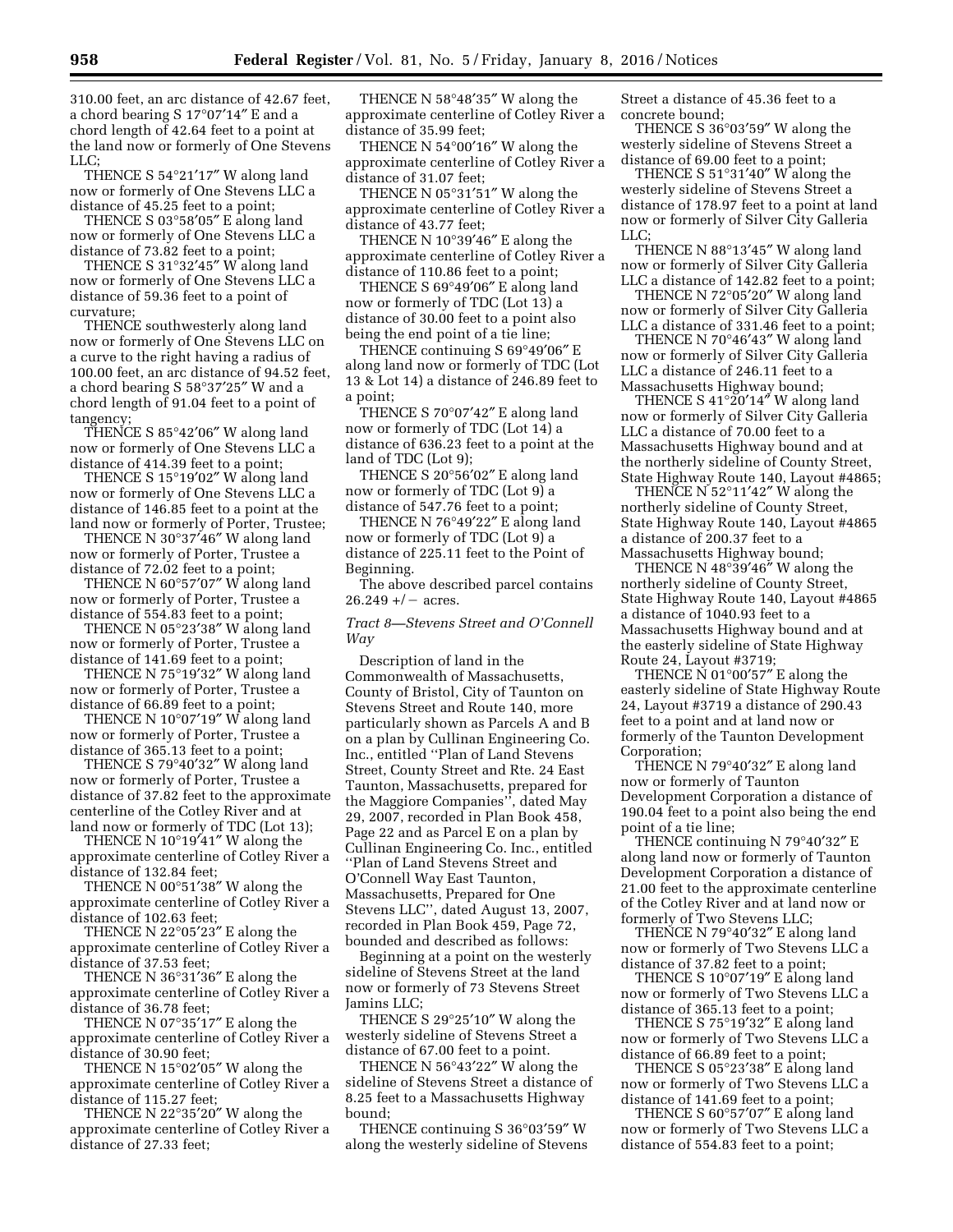310.00 feet, an arc distance of 42.67 feet, a chord bearing S 17°07′14″ E and a chord length of 42.64 feet to a point at the land now or formerly of One Stevens LLC;

THENCE S 54°21′17″ W along land now or formerly of One Stevens LLC a distance of 45.25 feet to a point;

THENCE S 03°58′05″ E along land now or formerly of One Stevens LLC a distance of 73.82 feet to a point;

THENCE S 31°32′45″ W along land now or formerly of One Stevens LLC a distance of 59.36 feet to a point of curvature;

THENCE southwesterly along land now or formerly of One Stevens LLC on a curve to the right having a radius of 100.00 feet, an arc distance of 94.52 feet, a chord bearing S 58°37′25″ W and a chord length of 91.04 feet to a point of tangency;

THENCE S 85°42′06″ W along land now or formerly of One Stevens LLC a distance of 414.39 feet to a point;

THENCE S 15°19′02″ W along land now or formerly of One Stevens LLC a distance of 146.85 feet to a point at the land now or formerly of Porter, Trustee;

THENCE N 30°37′46″ W along land now or formerly of Porter, Trustee a distance of 72.02 feet to a point;

THENCE N 60°57′07″ W along land now or formerly of Porter, Trustee a distance of 554.83 feet to a point;

THENCE N 05°23′38″ W along land now or formerly of Porter, Trustee a distance of 141.69 feet to a point;

THENCE N 75°19′32″ W along land now or formerly of Porter, Trustee a distance of 66.89 feet to a point;

THENCE N 10°07′19″ W along land now or formerly of Porter, Trustee a distance of 365.13 feet to a point;

THENCE S 79°40′32″ W along land now or formerly of Porter, Trustee a distance of 37.82 feet to the approximate centerline of the Cotley River and at land now or formerly of TDC (Lot 13);

THENCE N 10°19′41″ W along the approximate centerline of Cotley River a distance of 132.84 feet;

THENCE N 00°51′38″ W along the approximate centerline of Cotley River a distance of 102.63 feet;

THENCE N 22°05′23″ E along the approximate centerline of Cotley River a distance of 37.53 feet;

THENCE N 36°31′36″ E along the approximate centerline of Cotley River a distance of 36.78 feet;

THENCE N 07°35′17″ E along the approximate centerline of Cotley River a distance of 30.90 feet;

THENCE N 15°02′05″ W along the approximate centerline of Cotley River a distance of 115.27 feet;

THENCE N 22°35′20″ W along the approximate centerline of Cotley River a distance of 27.33 feet;

THENCE N 58°48′35″ W along the approximate centerline of Cotley River a distance of 35.99 feet;

THENCE N 54°00′16″ W along the approximate centerline of Cotley River a distance of 31.07 feet;

THENCE N 05°31′51″ W along the approximate centerline of Cotley River a distance of 43.77 feet;

THENCE N 10°39′46″ E along the approximate centerline of Cotley River a distance of 110.86 feet to a point;

THENCE S 69°49′06″ E along land now or formerly of TDC (Lot 13) a distance of 30.00 feet to a point also being the end point of a tie line;

THENCE continuing S 69°49′06″ E along land now or formerly of TDC (Lot 13 & Lot 14) a distance of 246.89 feet to a point;

THENCE S 70°07′42″ E along land now or formerly of TDC (Lot 14) a distance of 636.23 feet to a point at the land of TDC (Lot 9);

THENCE S 20°56′02″ E along land now or formerly of TDC (Lot 9) a distance of 547.76 feet to a point;

THENCE N 76°49′22″ E along land now or formerly of TDC (Lot 9) a distance of 225.11 feet to the Point of Beginning.

The above described parcel contains 26.249 +/− acres.

*Tract 8—Stevens Street and O'Connell Way*

Description of land in the Commonwealth of Massachusetts, County of Bristol, City of Taunton on Stevens Street and Route 140, more particularly shown as Parcels A and B on a plan by Cullinan Engineering Co. Inc., entitled ''Plan of Land Stevens Street, County Street and Rte. 24 East Taunton, Massachusetts, prepared for the Maggiore Companies'', dated May 29, 2007, recorded in Plan Book 458, Page 22 and as Parcel E on a plan by Cullinan Engineering Co. Inc., entitled ''Plan of Land Stevens Street and O'Connell Way East Taunton, Massachusetts, Prepared for One Stevens LLC'', dated August 13, 2007, recorded in Plan Book 459, Page 72, bounded and described as follows:

Beginning at a point on the westerly sideline of Stevens Street at the land now or formerly of 73 Stevens Street Jamins LLC;

THENCE S 29°25′10″ W along the westerly sideline of Stevens Street a distance of 67.00 feet to a point.

THENCE N 56°43′22″ W along the sideline of Stevens Street a distance of 8.25 feet to a Massachusetts Highway bound;

THENCE continuing S 36°03′59″ W along the westerly sideline of Stevens Street a distance of 45.36 feet to a concrete bound;

THENCE S 36°03′59″ W along the westerly sideline of Stevens Street a distance of 69.00 feet to a point;

THENCE S 51°31′40″ W along the westerly sideline of Stevens Street a distance of 178.97 feet to a point at land now or formerly of Silver City Galleria LLC;

THENCE N 88°13′45″ W along land now or formerly of Silver City Galleria LLC a distance of 142.82 feet to a point;

THENCE N 72°05′20″ W along land now or formerly of Silver City Galleria LLC a distance of 331.46 feet to a point;

THENCE N 70°46′43″ W along land now or formerly of Silver City Galleria LLC a distance of 246.11 feet to a Massachusetts Highway bound;

THENCE S 41°20′14″ W along land now or formerly of Silver City Galleria LLC a distance of 70.00 feet to a Massachusetts Highway bound and at the northerly sideline of County Street, State Highway Route 140, Layout #4865;

THENCE N 52°11′42″ W along the northerly sideline of County Street, State Highway Route 140, Layout #4865 a distance of 200.37 feet to a Massachusetts Highway bound;

THENCE N 48°39′46″ W along the northerly sideline of County Street, State Highway Route 140, Layout #4865 a distance of 1040.93 feet to a Massachusetts Highway bound and at the easterly sideline of State Highway Route 24, Layout #3719;

THENCE N 01°00′57″ E along the easterly sideline of State Highway Route 24, Layout #3719 a distance of 290.43 feet to a point and at land now or formerly of the Taunton Development Corporation;

THENCE N 79°40′32″ E along land now or formerly of Taunton Development Corporation a distance of 190.04 feet to a point also being the end point of a tie line;

THENCE continuing N 79°40′32″ E along land now or formerly of Taunton Development Corporation a distance of 21.00 feet to the approximate centerline of the Cotley River and at land now or formerly of Two Stevens LLC;

THENCE N 79°40′32″ E along land now or formerly of Two Stevens LLC a distance of 37.82 feet to a point;

THENCE S 10°07′19″ E along land now or formerly of Two Stevens LLC a distance of 365.13 feet to a point;

THENCE S 75°19′32″ E along land now or formerly of Two Stevens LLC a distance of 66.89 feet to a point;

THENCE S 05°23′38″ E along land now or formerly of Two Stevens LLC a distance of 141.69 feet to a point;

THENCE S 60°57′07″ E along land now or formerly of Two Stevens LLC a distance of 554.83 feet to a point;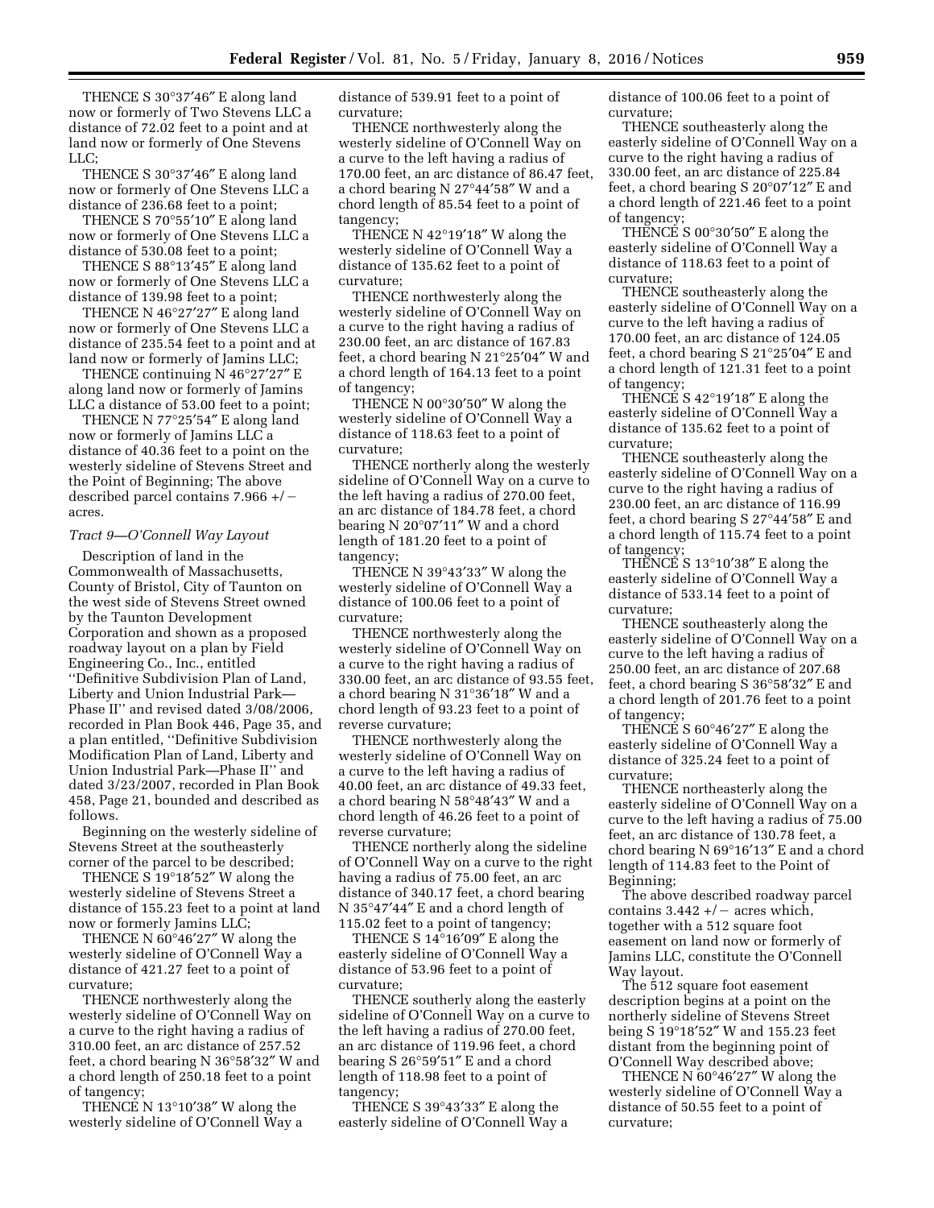THENCE S 30°37′46″ E along land now or formerly of Two Stevens LLC a distance of 72.02 feet to a point and at land now or formerly of One Stevens LLC;

THENCE S 30°37′46″ E along land now or formerly of One Stevens LLC a distance of 236.68 feet to a point;

THENCE S 70°55′10″ E along land now or formerly of One Stevens LLC a distance of 530.08 feet to a point;

THENCE S 88°13′45″ E along land now or formerly of One Stevens LLC a distance of 139.98 feet to a point;

THENCE N 46°27′27″ E along land now or formerly of One Stevens LLC a distance of 235.54 feet to a point and at land now or formerly of Jamins LLC;

THENCE continuing N 46°27′27″ E along land now or formerly of Jamins LLC a distance of 53.00 feet to a point;

THENCE N 77°25′54″ E along land now or formerly of Jamins LLC a distance of 40.36 feet to a point on the westerly sideline of Stevens Street and the Point of Beginning; The above described parcel contains 7.966 +/− acres.

*Tract 9—O'Connell Way Layout*

Description of land in the Commonwealth of Massachusetts, County of Bristol, City of Taunton on the west side of Stevens Street owned by the Taunton Development Corporation and shown as a proposed roadway layout on a plan by Field Engineering Co., Inc., entitled ''Definitive Subdivision Plan of Land, Liberty and Union Industrial Park—Phase II'' and revised dated 3/08/2006, recorded in Plan Book 446, Page 35, and a plan entitled, ''Definitive Subdivision Modification Plan of Land, Liberty and Union Industrial Park—Phase II'' and dated 3/23/2007, recorded in Plan Book 458, Page 21, bounded and described as follows.

Beginning on the westerly sideline of Stevens Street at the southeasterly corner of the parcel to be described;

THENCE S 19°18′52″ W along the westerly sideline of Stevens Street a distance of 155.23 feet to a point at land now or formerly Jamins LLC;

THENCE N 60°46′27″ W along the westerly sideline of O'Connell Way a distance of 421.27 feet to a point of curvature;

THENCE northwesterly along the westerly sideline of O'Connell Way on a curve to the right having a radius of 310.00 feet, an arc distance of 257.52 feet, a chord bearing N 36°58′32″ W and a chord length of 250.18 feet to a point of tangency;

THENCE N 13°10′38″ W along the westerly sideline of O'Connell Way a distance of 539.91 feet to a point of curvature;

THENCE northwesterly along the westerly sideline of O'Connell Way on a curve to the left having a radius of 170.00 feet, an arc distance of 86.47 feet, a chord bearing N 27°44′58″ W and a chord length of 85.54 feet to a point of tangency;

THENCE N 42°19′18″ W along the westerly sideline of O'Connell Way a distance of 135.62 feet to a point of curvature;

THENCE northwesterly along the westerly sideline of O'Connell Way on a curve to the right having a radius of 230.00 feet, an arc distance of 167.83 feet, a chord bearing N 21°25′04″ W and a chord length of 164.13 feet to a point of tangency;

THENCE N 00°30′50″ W along the westerly sideline of O'Connell Way a distance of 118.63 feet to a point of curvature;

THENCE northerly along the westerly sideline of O'Connell Way on a curve to the left having a radius of 270.00 feet, an arc distance of 184.78 feet, a chord bearing N 20°07′11″ W and a chord length of 181.20 feet to a point of tangency;

THENCE N 39°43′33″ W along the westerly sideline of O'Connell Way a distance of 100.06 feet to a point of curvature;

THENCE northwesterly along the westerly sideline of O'Connell Way on a curve to the right having a radius of 330.00 feet, an arc distance of 93.55 feet, a chord bearing N 31°36′18″ W and a chord length of 93.23 feet to a point of reverse curvature;

THENCE northwesterly along the westerly sideline of O'Connell Way on a curve to the left having a radius of 40.00 feet, an arc distance of 49.33 feet, a chord bearing N 58°48′43″ W and a chord length of 46.26 feet to a point of reverse curvature;

THENCE northerly along the sideline of O'Connell Way on a curve to the right having a radius of 75.00 feet, an arc distance of 340.17 feet, a chord bearing N 35°47′44″ E and a chord length of 115.02 feet to a point of tangency;

THENCE S 14°16′09″ E along the easterly sideline of O'Connell Way a distance of 53.96 feet to a point of curvature;

THENCE southerly along the easterly sideline of O'Connell Way on a curve to the left having a radius of 270.00 feet, an arc distance of 119.96 feet, a chord bearing S 26°59′51″ E and a chord length of 118.98 feet to a point of tangency;

THENCE S 39°43′33″ E along the easterly sideline of O'Connell Way a distance of 100.06 feet to a point of curvature;

THENCE southeasterly along the easterly sideline of O'Connell Way on a curve to the right having a radius of 330.00 feet, an arc distance of 225.84 feet, a chord bearing S 20°07′12″ E and a chord length of 221.46 feet to a point of tangency;

THENCE S 00°30′50″ E along the easterly sideline of O'Connell Way a distance of 118.63 feet to a point of curvature;

THENCE southeasterly along the easterly sideline of O'Connell Way on a curve to the left having a radius of 170.00 feet, an arc distance of 124.05 feet, a chord bearing S 21°25′04″ E and a chord length of 121.31 feet to a point of tangency;

THENCE S 42°19′18″ E along the easterly sideline of O'Connell Way a distance of 135.62 feet to a point of curvature;

THENCE southeasterly along the easterly sideline of O'Connell Way on a curve to the right having a radius of 230.00 feet, an arc distance of 116.99 feet, a chord bearing S 27°44′58″ E and a chord length of 115.74 feet to a point of tangency;

THENCE S 13°10′38″ E along the easterly sideline of O'Connell Way a distance of 533.14 feet to a point of curvature;

THENCE southeasterly along the easterly sideline of O'Connell Way on a curve to the left having a radius of 250.00 feet, an arc distance of 207.68 feet, a chord bearing S 36°58′32″ E and a chord length of 201.76 feet to a point of tangency;

THENCE S 60°46′27″ E along the easterly sideline of O'Connell Way a distance of 325.24 feet to a point of curvature;

THENCE northeasterly along the easterly sideline of O'Connell Way on a curve to the left having a radius of 75.00 feet, an arc distance of 130.78 feet, a chord bearing N 69°16′13″ E and a chord length of 114.83 feet to the Point of Beginning;

The above described roadway parcel contains 3.442 +/− acres which, together with a 512 square foot easement on land now or formerly of Jamins LLC, constitute the O'Connell Way layout.

The 512 square foot easement description begins at a point on the northerly sideline of Stevens Street being S 19°18′52″ W and 155.23 feet distant from the beginning point of O'Connell Way described above;

THENCE N 60°46′27″ W along the westerly sideline of O'Connell Way a distance of 50.55 feet to a point of curvature;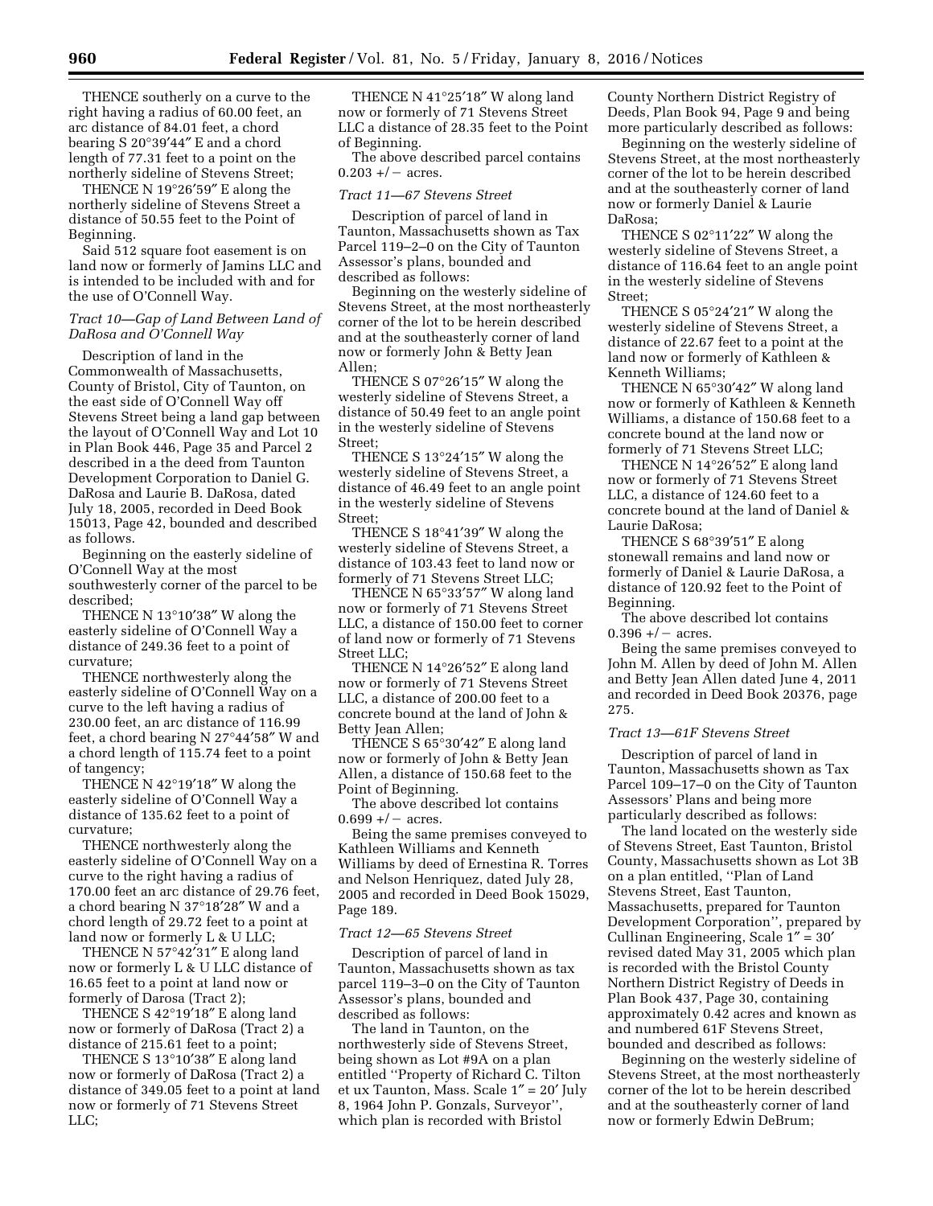THENCE southerly on a curve to the right having a radius of 60.00 feet, an arc distance of 84.01 feet, a chord bearing S 20°39′44″ E and a chord length of 77.31 feet to a point on the northerly sideline of Stevens Street;

THENCE N 19°26′59″ E along the northerly sideline of Stevens Street a distance of 50.55 feet to the Point of Beginning.

Said 512 square foot easement is on land now or formerly of Jamins LLC and is intended to be included with and for the use of O'Connell Way.

*Tract 10—Gap of Land Between Land of DaRosa and O'Connell Way*

Description of land in the Commonwealth of Massachusetts, County of Bristol, City of Taunton, on the east side of O'Connell Way off Stevens Street being a land gap between the layout of O'Connell Way and Lot 10 in Plan Book 446, Page 35 and Parcel 2 described in a the deed from Taunton Development Corporation to Daniel G. DaRosa and Laurie B. DaRosa, dated July 18, 2005, recorded in Deed Book 15013, Page 42, bounded and described as follows.

Beginning on the easterly sideline of O'Connell Way at the most southwesterly corner of the parcel to be described;

THENCE N 13°10′38″ W along the easterly sideline of O'Connell Way a distance of 249.36 feet to a point of curvature;

THENCE northwesterly along the easterly sideline of O'Connell Way on a curve to the left having a radius of 230.00 feet, an arc distance of 116.99 feet, a chord bearing N 27°44′58″ W and a chord length of 115.74 feet to a point of tangency;

THENCE N 42°19′18″ W along the easterly sideline of O'Connell Way a distance of 135.62 feet to a point of curvature;

THENCE northwesterly along the easterly sideline of O'Connell Way on a curve to the right having a radius of 170.00 feet an arc distance of 29.76 feet, a chord bearing N 37°18′28″ W and a chord length of 29.72 feet to a point at land now or formerly L & U LLC;

THENCE N 57°42′31″ E along land now or formerly L & U LLC distance of 16.65 feet to a point at land now or formerly of Darosa (Tract 2);

THENCE S 42°19′18″ E along land now or formerly of DaRosa (Tract 2) a distance of 215.61 feet to a point;

THENCE S 13°10′38″ E along land now or formerly of DaRosa (Tract 2) a distance of 349.05 feet to a point at land now or formerly of 71 Stevens Street LLC;

THENCE N 41°25′18″ W along land now or formerly of 71 Stevens Street LLC a distance of 28.35 feet to the Point of Beginning.

The above described parcel contains 0.203 +/− acres.

*Tract 11—67 Stevens Street*

Description of parcel of land in Taunton, Massachusetts shown as Tax Parcel 119–2–0 on the City of Taunton Assessor's plans, bounded and described as follows:

Beginning on the westerly sideline of Stevens Street, at the most northeasterly corner of the lot to be herein described and at the southeasterly corner of land now or formerly John & Betty Jean Allen;

THENCE S 07°26′15″ W along the westerly sideline of Stevens Street, a distance of 50.49 feet to an angle point in the westerly sideline of Stevens Street;

THENCE S 13°24′15″ W along the westerly sideline of Stevens Street, a distance of 46.49 feet to an angle point in the westerly sideline of Stevens Street;

THENCE S 18°41′39″ W along the westerly sideline of Stevens Street, a distance of 103.43 feet to land now or formerly of 71 Stevens Street LLC;

THENCE N 65°33′57″ W along land now or formerly of 71 Stevens Street LLC, a distance of 150.00 feet to corner of land now or formerly of 71 Stevens Street LLC;

THENCE N 14°26′52″ E along land now or formerly of 71 Stevens Street LLC, a distance of 200.00 feet to a concrete bound at the land of John & Betty Jean Allen;

THENCE S 65°30′42″ E along land now or formerly of John & Betty Jean Allen, a distance of 150.68 feet to the Point of Beginning.

The above described lot contains 0.699 +/− acres.

Being the same premises conveyed to Kathleen Williams and Kenneth Williams by deed of Ernestina R. Torres and Nelson Henriquez, dated July 28, 2005 and recorded in Deed Book 15029, Page 189.

*Tract 12—65 Stevens Street*

Description of parcel of land in Taunton, Massachusetts shown as tax parcel 119–3–0 on the City of Taunton Assessor's plans, bounded and described as follows:

The land in Taunton, on the northwesterly side of Stevens Street, being shown as Lot #9A on a plan entitled ''Property of Richard C. Tilton et ux Taunton, Mass. Scale 1″ = 20′ July 8, 1964 John P. Gonzals, Surveyor'', which plan is recorded with Bristol County Northern District Registry of Deeds, Plan Book 94, Page 9 and being more particularly described as follows:

Beginning on the westerly sideline of Stevens Street, at the most northeasterly corner of the lot to be herein described and at the southeasterly corner of land now or formerly Daniel & Laurie DaRosa;

THENCE S 02°11′22″ W along the westerly sideline of Stevens Street, a distance of 116.64 feet to an angle point in the westerly sideline of Stevens Street;

THENCE S 05°24′21″ W along the westerly sideline of Stevens Street, a distance of 22.67 feet to a point at the land now or formerly of Kathleen & Kenneth Williams;

THENCE N 65°30′42″ W along land now or formerly of Kathleen & Kenneth Williams, a distance of 150.68 feet to a concrete bound at the land now or formerly of 71 Stevens Street LLC;

THENCE N 14°26′52″ E along land now or formerly of 71 Stevens Street LLC, a distance of 124.60 feet to a concrete bound at the land of Daniel & Laurie DaRosa;

THENCE S 68°39′51″ E along stonewall remains and land now or formerly of Daniel & Laurie DaRosa, a distance of 120.92 feet to the Point of Beginning.

The above described lot contains 0.396 +/− acres.

Being the same premises conveyed to John M. Allen by deed of John M. Allen and Betty Jean Allen dated June 4, 2011 and recorded in Deed Book 20376, page 275.

*Tract 13—61F Stevens Street*

Description of parcel of land in Taunton, Massachusetts shown as Tax Parcel 109–17–0 on the City of Taunton Assessors' Plans and being more particularly described as follows:

The land located on the westerly side of Stevens Street, East Taunton, Bristol County, Massachusetts shown as Lot 3B on a plan entitled, ''Plan of Land Stevens Street, East Taunton, Massachusetts, prepared for Taunton Development Corporation'', prepared by Cullinan Engineering, Scale 1″ = 30′ revised dated May 31, 2005 which plan is recorded with the Bristol County Northern District Registry of Deeds in Plan Book 437, Page 30, containing approximately 0.42 acres and known as and numbered 61F Stevens Street, bounded and described as follows:

Beginning on the westerly sideline of Stevens Street, at the most northeasterly corner of the lot to be herein described and at the southeasterly corner of land now or formerly Edwin DeBrum;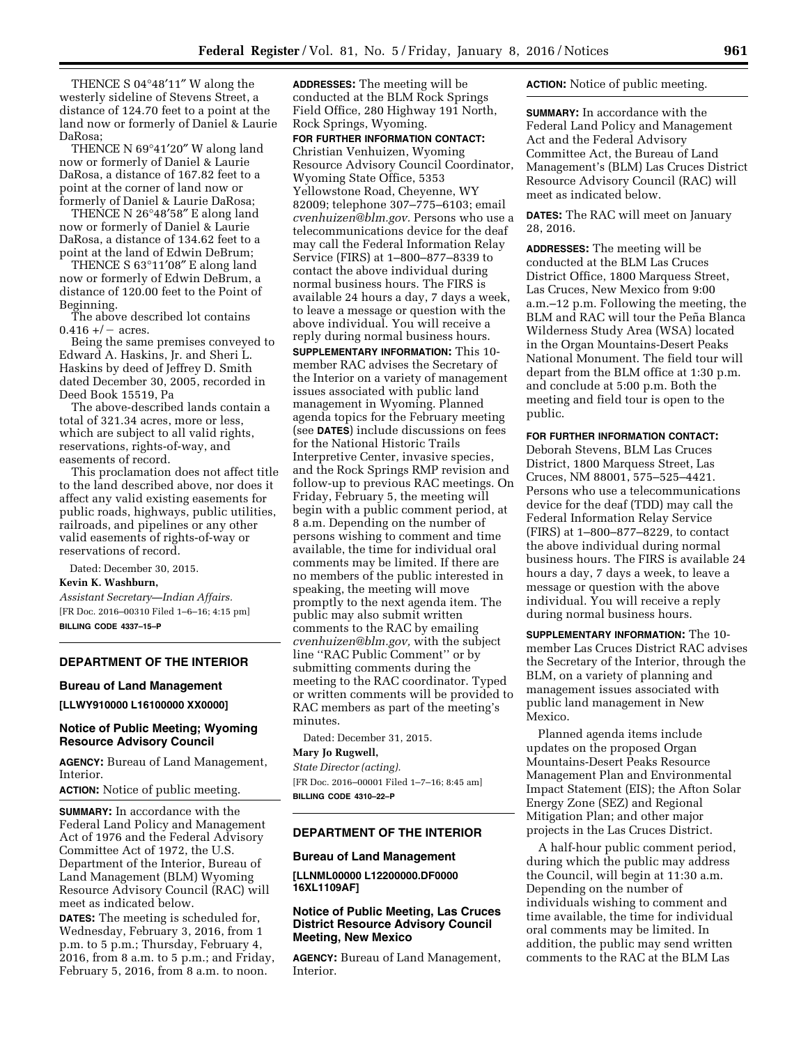THENCE S 04°48′11″ W along the westerly sideline of Stevens Street, a distance of 124.70 feet to a point at the land now or formerly of Daniel & Laurie DaRosa;

THENCE N 69°41′20″ W along land now or formerly of Daniel & Laurie DaRosa, a distance of 167.82 feet to a point at the corner of land now or formerly of Daniel & Laurie DaRosa;

THENCE N 26°48′58″ E along land now or formerly of Daniel & Laurie DaRosa, a distance of 134.62 feet to a point at the land of Edwin DeBrum;

THENCE S 63°11′08″ E along land now or formerly of Edwin DeBrum, a distance of 120.00 feet to the Point of Beginning.

The above described lot contains 0.416 +/− acres.

Being the same premises conveyed to Edward A. Haskins, Jr. and Sheri L. Haskins by deed of Jeffrey D. Smith dated December 30, 2005, recorded in Deed Book 15519, Pa

The above-described lands contain a total of 321.34 acres, more or less, which are subject to all valid rights, reservations, rights-of-way, and easements of record.

This proclamation does not affect title to the land described above, nor does it affect any valid existing easements for public roads, highways, public utilities, railroads, and pipelines or any other valid easements of rights-of-way or reservations of record.

Dated: December 30, 2015.

**Kevin K. Washburn,**

*Assistant Secretary—Indian Affairs.*

[FR Doc. 2016–00310 Filed 1–6–16; 4:15 pm]

**BILLING CODE 4337–15–P**

## DEPARTMENT OF THE INTERIOR

### Bureau of Land Management

**[LLWY910000 L16100000 XX0000]**

### Notice of Public Meeting; Wyoming Resource Advisory Council

**AGENCY:** Bureau of Land Management, Interior.

**ACTION:** Notice of public meeting.

**SUMMARY:** In accordance with the Federal Land Policy and Management Act of 1976 and the Federal Advisory Committee Act of 1972, the U.S. Department of the Interior, Bureau of Land Management (BLM) Wyoming Resource Advisory Council (RAC) will meet as indicated below.

**DATES:** The meeting is scheduled for, Wednesday, February 3, 2016, from 1 p.m. to 5 p.m.; Thursday, February 4, 2016, from 8 a.m. to 5 p.m.; and Friday, February 5, 2016, from 8 a.m. to noon.

**ADDRESSES:** The meeting will be conducted at the BLM Rock Springs Field Office, 280 Highway 191 North, Rock Springs, Wyoming.

**FOR FURTHER INFORMATION CONTACT:** Christian Venhuizen, Wyoming Resource Advisory Council Coordinator, Wyoming State Office, 5353 Yellowstone Road, Cheyenne, WY 82009; telephone 307–775–6103; email *cvenhuizen@blm.gov.* Persons who use a telecommunications device for the deaf may call the Federal Information Relay Service (FIRS) at 1–800–877–8339 to contact the above individual during normal business hours. The FIRS is available 24 hours a day, 7 days a week, to leave a message or question with the above individual. You will receive a reply during normal business hours.

**SUPPLEMENTARY INFORMATION:** This 10-member RAC advises the Secretary of the Interior on a variety of management issues associated with public land management in Wyoming. Planned agenda topics for the February meeting (see **DATES**) include discussions on fees for the National Historic Trails Interpretive Center, invasive species, and the Rock Springs RMP revision and follow-up to previous RAC meetings. On Friday, February 5, the meeting will begin with a public comment period, at 8 a.m. Depending on the number of persons wishing to comment and time available, the time for individual oral comments may be limited. If there are no members of the public interested in speaking, the meeting will move promptly to the next agenda item. The public may also submit written comments to the RAC by emailing *cvenhuizen@blm.gov,* with the subject line ''RAC Public Comment'' or by submitting comments during the meeting to the RAC coordinator. Typed or written comments will be provided to RAC members as part of the meeting's minutes.

Dated: December 31, 2015.

**Mary Jo Rugwell,**

*State Director (acting).*

[FR Doc. 2016–00001 Filed 1–7–16; 8:45 am]

**BILLING CODE 4310–22–P**

## DEPARTMENT OF THE INTERIOR

### Bureau of Land Management

**[LLNML00000 L12200000.DF0000 16XL1109AF]**

### Notice of Public Meeting, Las Cruces District Resource Advisory Council Meeting, New Mexico

**AGENCY:** Bureau of Land Management, Interior.

**ACTION:** Notice of public meeting.

**SUMMARY:** In accordance with the Federal Land Policy and Management Act and the Federal Advisory Committee Act, the Bureau of Land Management's (BLM) Las Cruces District Resource Advisory Council (RAC) will meet as indicated below.

**DATES:** The RAC will meet on January 28, 2016.

**ADDRESSES:** The meeting will be conducted at the BLM Las Cruces District Office, 1800 Marquess Street, Las Cruces, New Mexico from 9:00 a.m.–12 p.m. Following the meeting, the BLM and RAC will tour the Peña Blanca Wilderness Study Area (WSA) located in the Organ Mountains-Desert Peaks National Monument. The field tour will depart from the BLM office at 1:30 p.m. and conclude at 5:00 p.m. Both the meeting and field tour is open to the public.

**FOR FURTHER INFORMATION CONTACT:** Deborah Stevens, BLM Las Cruces District, 1800 Marquess Street, Las Cruces, NM 88001, 575–525–4421. Persons who use a telecommunications device for the deaf (TDD) may call the Federal Information Relay Service (FIRS) at 1–800–877–8229, to contact the above individual during normal business hours. The FIRS is available 24 hours a day, 7 days a week, to leave a message or question with the above individual. You will receive a reply during normal business hours.

**SUPPLEMENTARY INFORMATION:** The 10-member Las Cruces District RAC advises the Secretary of the Interior, through the BLM, on a variety of planning and management issues associated with public land management in New Mexico.

Planned agenda items include updates on the proposed Organ Mountains-Desert Peaks Resource Management Plan and Environmental Impact Statement (EIS); the Afton Solar Energy Zone (SEZ) and Regional Mitigation Plan; and other major projects in the Las Cruces District.

A half-hour public comment period, during which the public may address the Council, will begin at 11:30 a.m. Depending on the number of individuals wishing to comment and time available, the time for individual oral comments may be limited. In addition, the public may send written comments to the RAC at the BLM Las